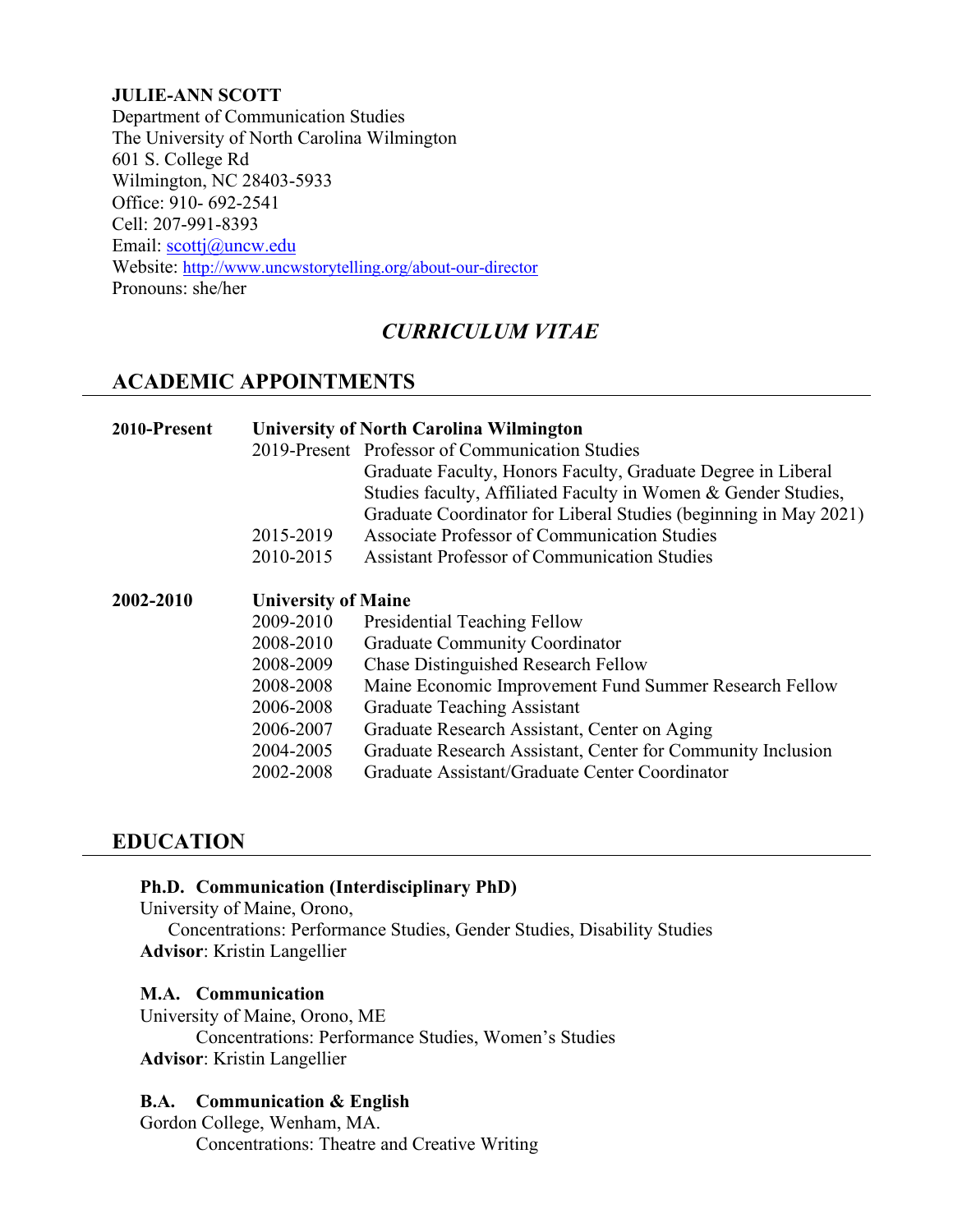**JULIE-ANN SCOTT**
Department of Communication Studies
The University of North Carolina Wilmington
601 S. College Rd
Wilmington, NC 28403-5933
Office: 910- 692-2541
Cell: 207-991-8393
Email: scottj@uncw.edu
Website: http://www.uncwstorytelling.org/about-our-director
Pronouns: she/her

# *CURRICULUM VITAE*

## ACADEMIC APPOINTMENTS

**2010-Present** **University of North Carolina Wilmington**

| | |
|---|---|
| 2019-Present | Professor of Communication Studies<br>Graduate Faculty, Honors Faculty, Graduate Degree in Liberal Studies faculty, Affiliated Faculty in Women & Gender Studies, Graduate Coordinator for Liberal Studies (beginning in May 2021) |
| 2015-2019 | Associate Professor of Communication Studies |
| 2010-2015 | Assistant Professor of Communication Studies |

**2002-2010** **University of Maine**

| | |
|---|---|
| 2009-2010 | Presidential Teaching Fellow |
| 2008-2010 | Graduate Community Coordinator |
| 2008-2009 | Chase Distinguished Research Fellow |
| 2008-2008 | Maine Economic Improvement Fund Summer Research Fellow |
| 2006-2008 | Graduate Teaching Assistant |
| 2006-2007 | Graduate Research Assistant, Center on Aging |
| 2004-2005 | Graduate Research Assistant, Center for Community Inclusion |
| 2002-2008 | Graduate Assistant/Graduate Center Coordinator |

## EDUCATION

**Ph.D. Communication (Interdisciplinary PhD)**
University of Maine, Orono,
Concentrations: Performance Studies, Gender Studies, Disability Studies
**Advisor**: Kristin Langellier

**M.A. Communication**
University of Maine, Orono, ME
Concentrations: Performance Studies, Women's Studies
**Advisor**: Kristin Langellier

**B.A. Communication & English**
Gordon College, Wenham, MA.
Concentrations: Theatre and Creative Writing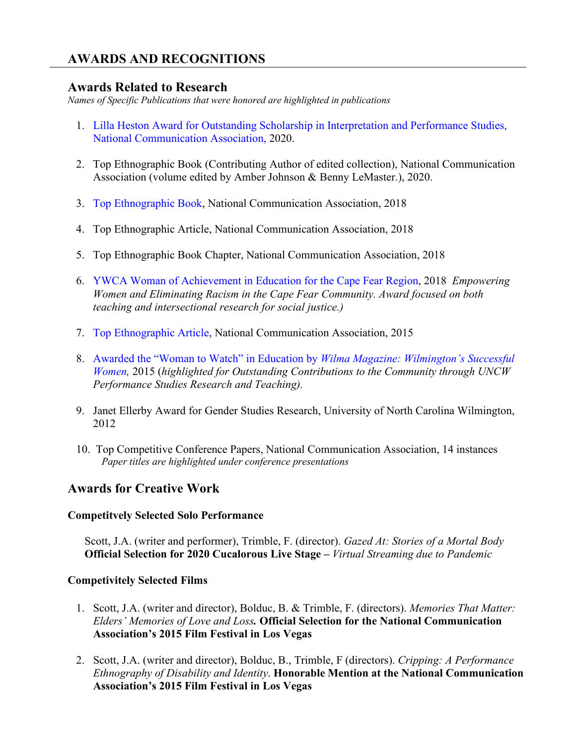## AWARDS AND RECOGNITIONS

### Awards Related to Research

*Names of Specific Publications that were honored are highlighted in publications*

1. Lilla Heston Award for Outstanding Scholarship in Interpretation and Performance Studies, National Communication Association, 2020.

2. Top Ethnographic Book (Contributing Author of edited collection), National Communication Association (volume edited by Amber Johnson & Benny LeMaster.), 2020.

3. Top Ethnographic Book, National Communication Association, 2018

4. Top Ethnographic Article, National Communication Association, 2018

5. Top Ethnographic Book Chapter, National Communication Association, 2018

6. YWCA Woman of Achievement in Education for the Cape Fear Region, 2018 *Empowering Women and Eliminating Racism in the Cape Fear Community. Award focused on both teaching and intersectional research for social justice.)*

7. Top Ethnographic Article, National Communication Association, 2015

8. Awarded the "Woman to Watch" in Education by *Wilma Magazine: Wilmington's Successful Women,* 2015 (*highlighted for Outstanding Contributions to the Community through UNCW Performance Studies Research and Teaching).*

9. Janet Ellerby Award for Gender Studies Research, University of North Carolina Wilmington, 2012

10. Top Competitive Conference Papers, National Communication Association, 14 instances
    *Paper titles are highlighted under conference presentations*

### Awards for Creative Work

**Competitvely Selected Solo Performance**

Scott, J.A. (writer and performer), Trimble, F. (director). *Gazed At: Stories of a Mortal Body*
**Official Selection for 2020 Cucalorous Live Stage –** *Virtual Streaming due to Pandemic*

**Competivitely Selected Films**

1. Scott, J.A. (writer and director), Bolduc, B. & Trimble, F. (directors). *Memories That Matter: Elders' Memories of Love and Loss.* **Official Selection for the National Communication Association's 2015 Film Festival in Los Vegas**

2. Scott, J.A. (writer and director), Bolduc, B., Trimble, F (directors). *Cripping: A Performance Ethnography of Disability and Identity*. **Honorable Mention at the National Communication Association's 2015 Film Festival in Los Vegas**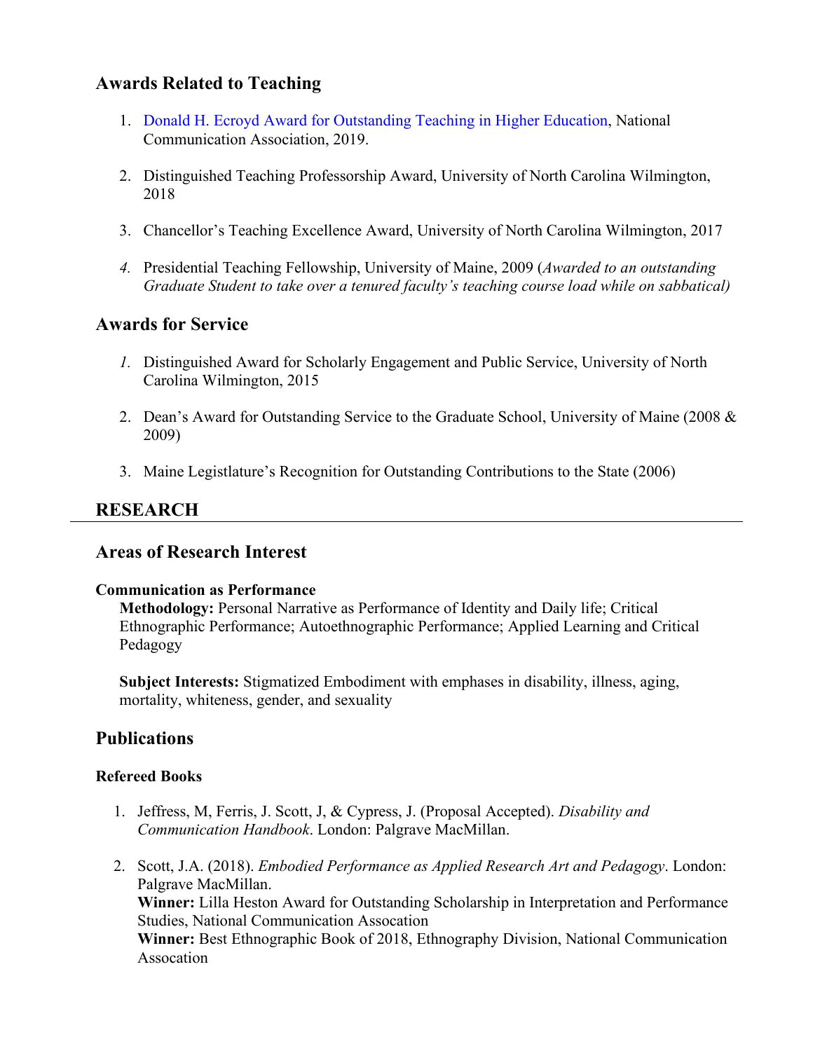## Awards Related to Teaching

1. Donald H. Ecroyd Award for Outstanding Teaching in Higher Education, National Communication Association, 2019.

2. Distinguished Teaching Professorship Award, University of North Carolina Wilmington, 2018

3. Chancellor's Teaching Excellence Award, University of North Carolina Wilmington, 2017

4. Presidential Teaching Fellowship, University of Maine, 2009 (*Awarded to an outstanding Graduate Student to take over a tenured faculty's teaching course load while on sabbatical)*

## Awards for Service

1. Distinguished Award for Scholarly Engagement and Public Service, University of North Carolina Wilmington, 2015

2. Dean's Award for Outstanding Service to the Graduate School, University of Maine (2008 & 2009)

3. Maine Legistlature's Recognition for Outstanding Contributions to the State (2006)

# RESEARCH

## Areas of Research Interest

### Communication as Performance

**Methodology:** Personal Narrative as Performance of Identity and Daily life; Critical Ethnographic Performance; Autoethnographic Performance; Applied Learning and Critical Pedagogy

**Subject Interests:** Stigmatized Embodiment with emphases in disability, illness, aging, mortality, whiteness, gender, and sexuality

## Publications

### Refereed Books

1. Jeffress, M, Ferris, J. Scott, J, & Cypress, J. (Proposal Accepted). *Disability and Communication Handbook*. London: Palgrave MacMillan.

2. Scott, J.A. (2018). *Embodied Performance as Applied Research Art and Pedagogy*. London: Palgrave MacMillan.
   **Winner:** Lilla Heston Award for Outstanding Scholarship in Interpretation and Performance Studies, National Communication Assocation
   **Winner:** Best Ethnographic Book of 2018, Ethnography Division, National Communication Assocation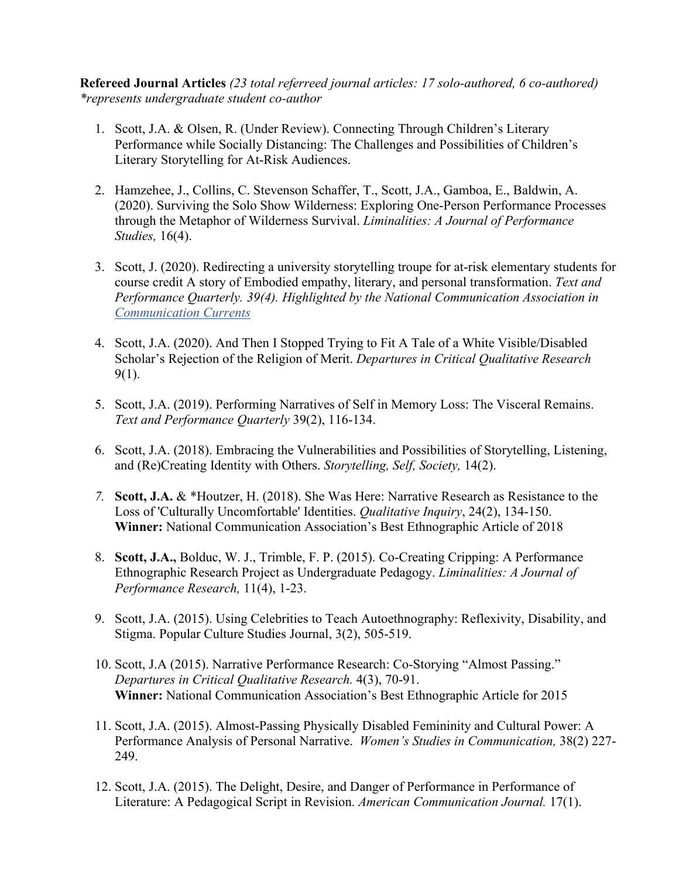**Refereed Journal Articles** *(23 total referreed journal articles: 17 solo-authored, 6 co-authored)*
*\*represents undergraduate student co-author*

1. Scott, J.A. & Olsen, R. (Under Review). Connecting Through Children's Literary Performance while Socially Distancing: The Challenges and Possibilities of Children's Literary Storytelling for At-Risk Audiences.

2. Hamzehee, J., Collins, C. Stevenson Schaffer, T., Scott, J.A., Gamboa, E., Baldwin, A. (2020). Surviving the Solo Show Wilderness: Exploring One-Person Performance Processes through the Metaphor of Wilderness Survival. *Liminalities: A Journal of Performance Studies,* 16(4).

3. Scott, J. (2020). Redirecting a university storytelling troupe for at-risk elementary students for course credit A story of Embodied empathy, literary, and personal transformation. *Text and Performance Quarterly. 39(4). Highlighted by the National Communication Association in Communication Currents*

4. Scott, J.A. (2020). And Then I Stopped Trying to Fit A Tale of a White Visible/Disabled Scholar's Rejection of the Religion of Merit. *Departures in Critical Qualitative Research* 9(1).

5. Scott, J.A. (2019). Performing Narratives of Self in Memory Loss: The Visceral Remains. *Text and Performance Quarterly* 39(2), 116-134.

6. Scott, J.A. (2018). Embracing the Vulnerabilities and Possibilities of Storytelling, Listening, and (Re)Creating Identity with Others. *Storytelling, Self, Society,* 14(2).

7. **Scott, J.A.** & *Houtzer, H. (2018). She Was Here: Narrative Research as Resistance to the Loss of 'Culturally Uncomfortable' Identities. *Qualitative Inquiry*, 24(2), 134-150.
   **Winner:** National Communication Association's Best Ethnographic Article of 2018

8. **Scott, J.A.,** Bolduc, W. J., Trimble, F. P. (2015). Co-Creating Cripping: A Performance Ethnographic Research Project as Undergraduate Pedagogy. *Liminalities: A Journal of Performance Research,* 11(4), 1-23.

9. Scott, J.A. (2015). Using Celebrities to Teach Autoethnography: Reflexivity, Disability, and Stigma. Popular Culture Studies Journal, 3(2), 505-519.

10. Scott, J.A (2015). Narrative Performance Research: Co-Storying "Almost Passing." *Departures in Critical Qualitative Research.* 4(3), 70-91.
    **Winner:** National Communication Association's Best Ethnographic Article for 2015

11. Scott, J.A. (2015). Almost-Passing Physically Disabled Femininity and Cultural Power: A Performance Analysis of Personal Narrative. *Women's Studies in Communication,* 38(2) 227-249.

12. Scott, J.A. (2015). The Delight, Desire, and Danger of Performance in Performance of Literature: A Pedagogical Script in Revision. *American Communication Journal.* 17(1).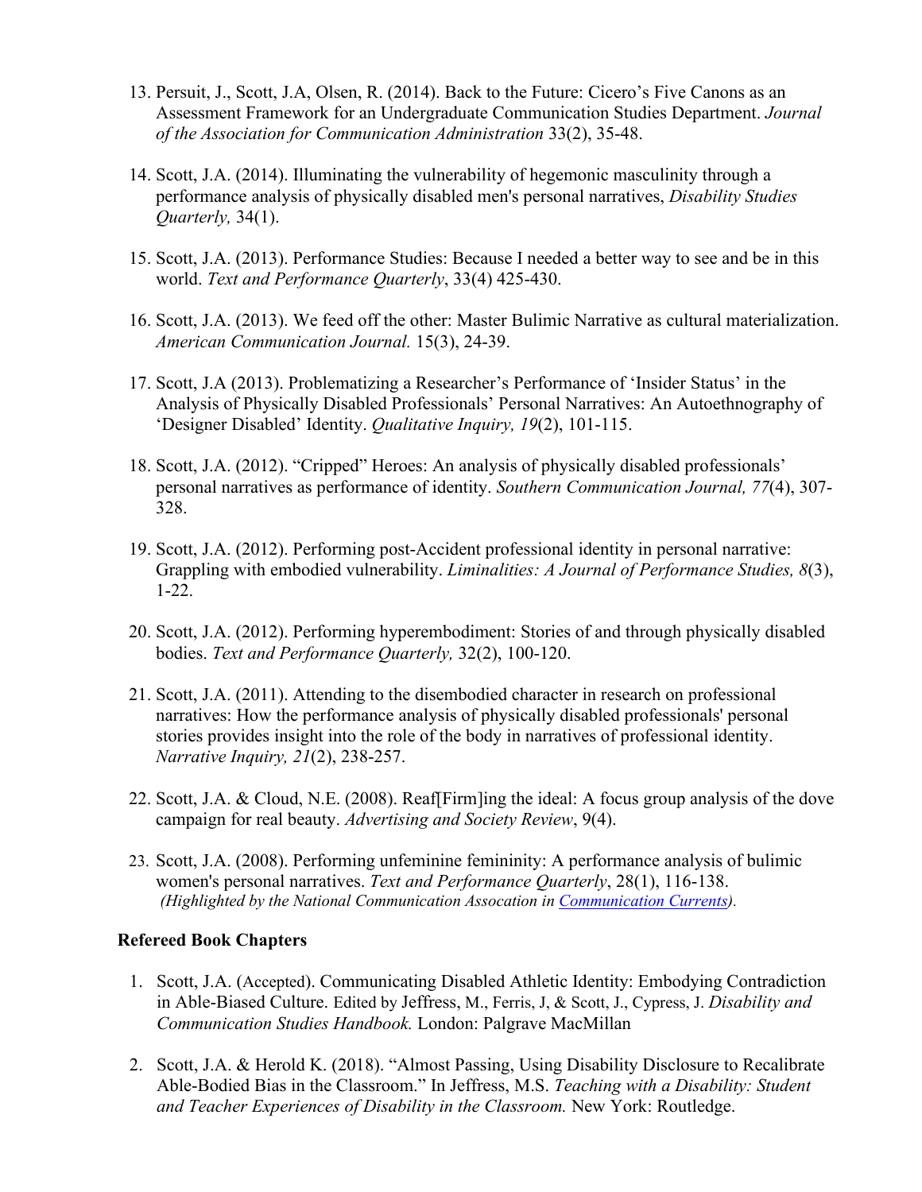13. Persuit, J., Scott, J.A, Olsen, R. (2014). Back to the Future: Cicero's Five Canons as an Assessment Framework for an Undergraduate Communication Studies Department. *Journal of the Association for Communication Administration* 33(2), 35-48.

14. Scott, J.A. (2014). Illuminating the vulnerability of hegemonic masculinity through a performance analysis of physically disabled men's personal narratives, *Disability Studies Quarterly,* 34(1).

15. Scott, J.A. (2013). Performance Studies: Because I needed a better way to see and be in this world. *Text and Performance Quarterly*, 33(4) 425-430.

16. Scott, J.A. (2013). We feed off the other: Master Bulimic Narrative as cultural materialization. *American Communication Journal.* 15(3), 24-39.

17. Scott, J.A (2013). Problematizing a Researcher's Performance of 'Insider Status' in the Analysis of Physically Disabled Professionals' Personal Narratives: An Autoethnography of 'Designer Disabled' Identity. *Qualitative Inquiry, 19*(2), 101-115.

18. Scott, J.A. (2012). "Cripped" Heroes: An analysis of physically disabled professionals' personal narratives as performance of identity. *Southern Communication Journal, 77*(4), 307-328.

19. Scott, J.A. (2012). Performing post-Accident professional identity in personal narrative: Grappling with embodied vulnerability. *Liminalities: A Journal of Performance Studies, 8*(3), 1-22.

20. Scott, J.A. (2012). Performing hyperembodiment: Stories of and through physically disabled bodies. *Text and Performance Quarterly,* 32(2), 100-120.

21. Scott, J.A. (2011). Attending to the disembodied character in research on professional narratives: How the performance analysis of physically disabled professionals' personal stories provides insight into the role of the body in narratives of professional identity. *Narrative Inquiry, 21*(2), 238-257.

22. Scott, J.A. & Cloud, N.E. (2008). Reaf[Firm]ing the ideal: A focus group analysis of the dove campaign for real beauty. *Advertising and Society Review*, 9(4).

23. Scott, J.A. (2008). Performing unfeminine femininity: A performance analysis of bulimic women's personal narratives. *Text and Performance Quarterly*, 28(1), 116-138. *(Highlighted by the National Communication Assocation in Communication Currents).*

**Refereed Book Chapters**

1. Scott, J.A. (Accepted). Communicating Disabled Athletic Identity: Embodying Contradiction in Able-Biased Culture. Edited by Jeffress, M., Ferris, J, & Scott, J., Cypress, J. *Disability and Communication Studies Handbook.* London: Palgrave MacMillan

2. Scott, J.A. & Herold K. (2018). "Almost Passing, Using Disability Disclosure to Recalibrate Able-Bodied Bias in the Classroom." In Jeffress, M.S. *Teaching with a Disability: Student and Teacher Experiences of Disability in the Classroom.* New York: Routledge.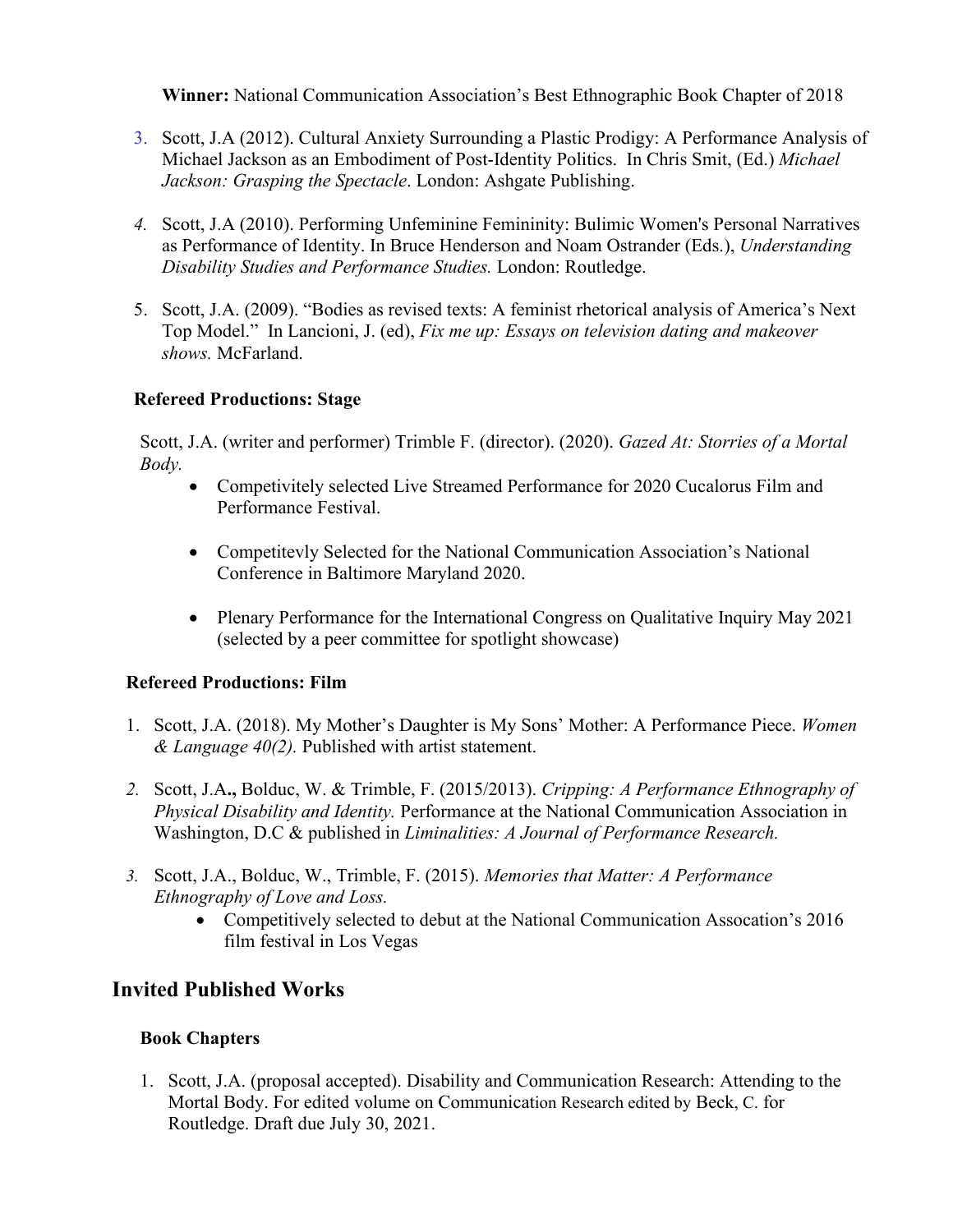**Winner:** National Communication Association's Best Ethnographic Book Chapter of 2018

3. Scott, J.A (2012). Cultural Anxiety Surrounding a Plastic Prodigy: A Performance Analysis of Michael Jackson as an Embodiment of Post-Identity Politics. In Chris Smit, (Ed.) *Michael Jackson: Grasping the Spectacle*. London: Ashgate Publishing.

4. Scott, J.A (2010). Performing Unfeminine Femininity: Bulimic Women's Personal Narratives as Performance of Identity. In Bruce Henderson and Noam Ostrander (Eds.), *Understanding Disability Studies and Performance Studies.* London: Routledge.

5. Scott, J.A. (2009). "Bodies as revised texts: A feminist rhetorical analysis of America's Next Top Model." In Lancioni, J. (ed), *Fix me up: Essays on television dating and makeover shows.* McFarland.

### Refereed Productions: Stage

Scott, J.A. (writer and performer) Trimble F. (director). (2020). *Gazed At: Storries of a Mortal Body.*

- Competivitely selected Live Streamed Performance for 2020 Cucalorus Film and Performance Festival.
- Competitevly Selected for the National Communication Association's National Conference in Baltimore Maryland 2020.
- Plenary Performance for the International Congress on Qualitative Inquiry May 2021 (selected by a peer committee for spotlight showcase)

### Refereed Productions: Film

1. Scott, J.A. (2018). My Mother's Daughter is My Sons' Mother: A Performance Piece. *Women & Language 40(2).* Published with artist statement.

2. Scott, J.A**.,** Bolduc, W. & Trimble, F. (2015/2013). *Cripping: A Performance Ethnography of Physical Disability and Identity.* Performance at the National Communication Association in Washington, D.C & published in *Liminalities: A Journal of Performance Research.*

3. Scott, J.A., Bolduc, W., Trimble, F. (2015). *Memories that Matter: A Performance Ethnography of Love and Loss.*
   - Competitively selected to debut at the National Communication Assocation's 2016 film festival in Los Vegas

## Invited Published Works

### Book Chapters

1. Scott, J.A. (proposal accepted). Disability and Communication Research: Attending to the Mortal Body. For edited volume on Communication Research edited by Beck, C. for Routledge. Draft due July 30, 2021.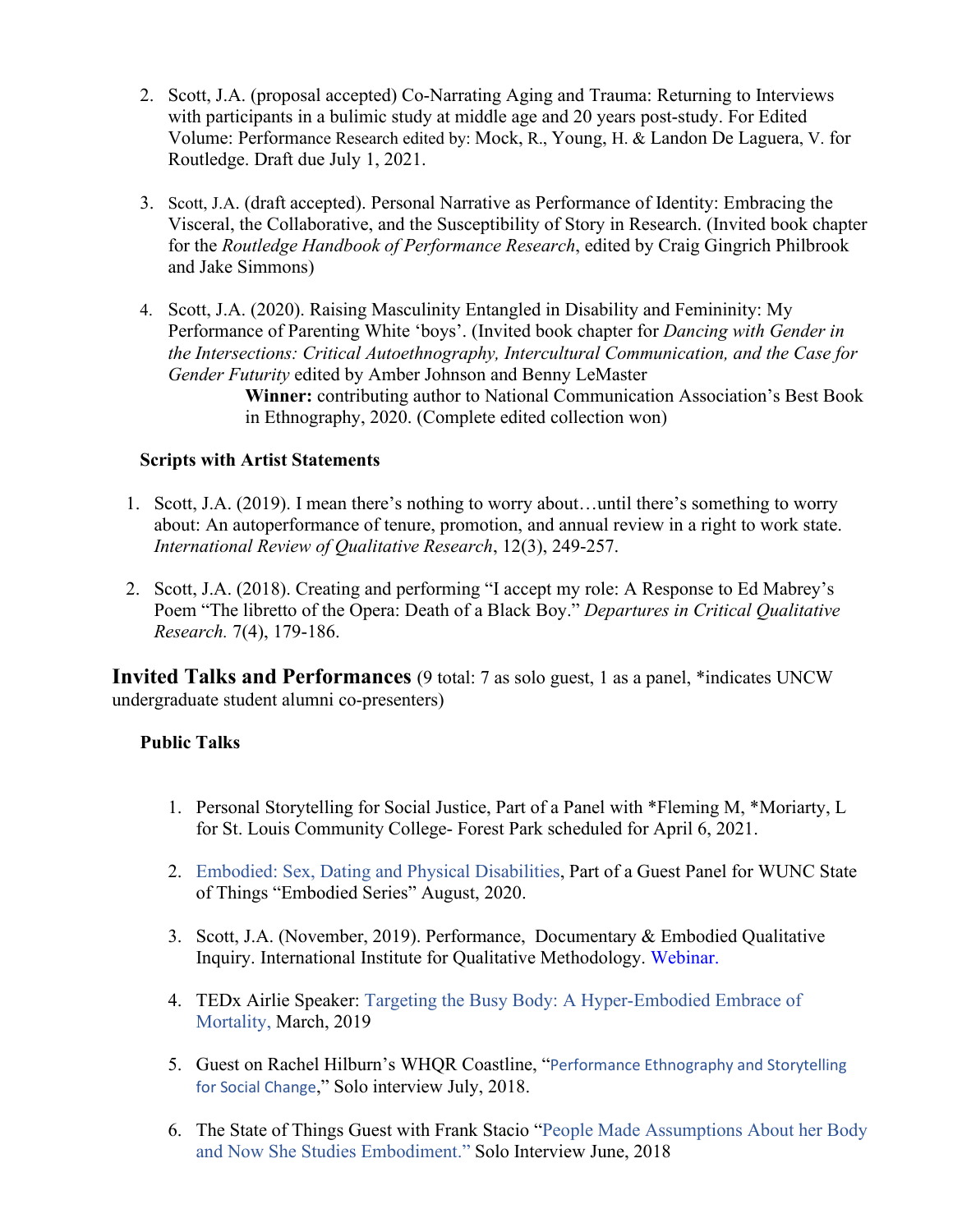2. Scott, J.A. (proposal accepted) Co-Narrating Aging and Trauma: Returning to Interviews with participants in a bulimic study at middle age and 20 years post-study. For Edited Volume: Performance Research edited by: Mock, R., Young, H. & Landon De Laguera, V. for Routledge. Draft due July 1, 2021.

3. Scott, J.A. (draft accepted). Personal Narrative as Performance of Identity: Embracing the Visceral, the Collaborative, and the Susceptibility of Story in Research. (Invited book chapter for the *Routledge Handbook of Performance Research*, edited by Craig Gingrich Philbrook and Jake Simmons)

4. Scott, J.A. (2020). Raising Masculinity Entangled in Disability and Femininity: My Performance of Parenting White 'boys'. (Invited book chapter for *Dancing with Gender in the Intersections: Critical Autoethnography, Intercultural Communication, and the Case for Gender Futurity* edited by Amber Johnson and Benny LeMaster

   **Winner:** contributing author to National Communication Association's Best Book in Ethnography, 2020. (Complete edited collection won)

### Scripts with Artist Statements

1. Scott, J.A. (2019). I mean there's nothing to worry about…until there's something to worry about: An autoperformance of tenure, promotion, and annual review in a right to work state. *International Review of Qualitative Research*, 12(3), 249-257.

2. Scott, J.A. (2018). Creating and performing "I accept my role: A Response to Ed Mabrey's Poem "The libretto of the Opera: Death of a Black Boy." *Departures in Critical Qualitative Research.* 7(4), 179-186.

## Invited Talks and Performances (9 total: 7 as solo guest, 1 as a panel, *indicates UNCW undergraduate student alumni co-presenters)

### Public Talks

1. Personal Storytelling for Social Justice, Part of a Panel with *Fleming M, *Moriarty, L for St. Louis Community College- Forest Park scheduled for April 6, 2021.

2. Embodied: Sex, Dating and Physical Disabilities, Part of a Guest Panel for WUNC State of Things "Embodied Series" August, 2020.

3. Scott, J.A. (November, 2019). Performance, Documentary & Embodied Qualitative Inquiry. International Institute for Qualitative Methodology. Webinar.

4. TEDx Airlie Speaker: Targeting the Busy Body: A Hyper-Embodied Embrace of Mortality, March, 2019

5. Guest on Rachel Hilburn's WHQR Coastline, "Performance Ethnography and Storytelling for Social Change," Solo interview July, 2018.

6. The State of Things Guest with Frank Stacio "People Made Assumptions About her Body and Now She Studies Embodiment." Solo Interview June, 2018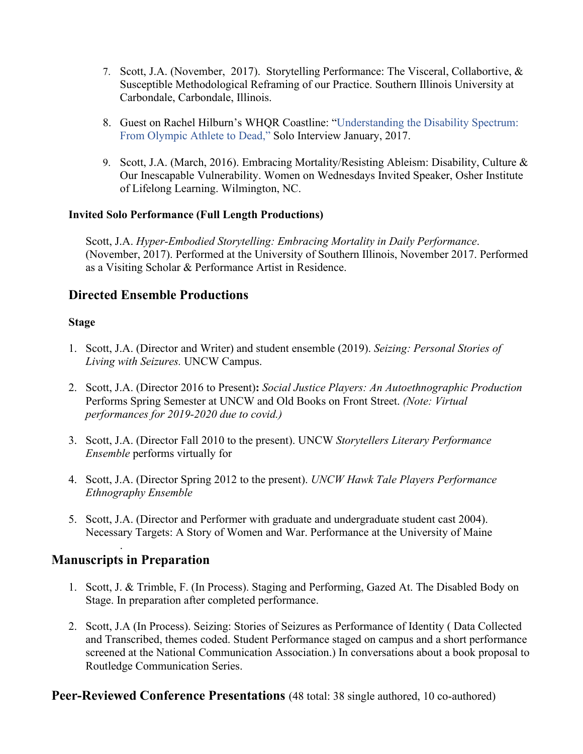7. Scott, J.A. (November, 2017). Storytelling Performance: The Visceral, Collabortive, & Susceptible Methodological Reframing of our Practice. Southern Illinois University at Carbondale, Carbondale, Illinois.

8. Guest on Rachel Hilburn's WHQR Coastline: "Understanding the Disability Spectrum: From Olympic Athlete to Dead," Solo Interview January, 2017.

9. Scott, J.A. (March, 2016). Embracing Mortality/Resisting Ableism: Disability, Culture & Our Inescapable Vulnerability. Women on Wednesdays Invited Speaker, Osher Institute of Lifelong Learning. Wilmington, NC.

**Invited Solo Performance (Full Length Productions)**

Scott, J.A. *Hyper-Embodied Storytelling: Embracing Mortality in Daily Performance*. (November, 2017). Performed at the University of Southern Illinois, November 2017. Performed as a Visiting Scholar & Performance Artist in Residence.

## Directed Ensemble Productions

**Stage**

1. Scott, J.A. (Director and Writer) and student ensemble (2019). *Seizing: Personal Stories of Living with Seizures.* UNCW Campus.

2. Scott, J.A. (Director 2016 to Present)**:** *Social Justice Players: An Autoethnographic Production* Performs Spring Semester at UNCW and Old Books on Front Street. *(Note: Virtual performances for 2019-2020 due to covid.)*

3. Scott, J.A. (Director Fall 2010 to the present). UNCW *Storytellers Literary Performance Ensemble* performs virtually for

4. Scott, J.A. (Director Spring 2012 to the present). *UNCW Hawk Tale Players Performance Ethnography Ensemble*

5. Scott, J.A. (Director and Performer with graduate and undergraduate student cast 2004). Necessary Targets: A Story of Women and War. Performance at the University of Maine

## Manuscripts in Preparation

1. Scott, J. & Trimble, F. (In Process). Staging and Performing, Gazed At. The Disabled Body on Stage. In preparation after completed performance.

2. Scott, J.A (In Process). Seizing: Stories of Seizures as Performance of Identity ( Data Collected and Transcribed, themes coded. Student Performance staged on campus and a short performance screened at the National Communication Association.) In conversations about a book proposal to Routledge Communication Series.

## Peer-Reviewed Conference Presentations (48 total: 38 single authored, 10 co-authored)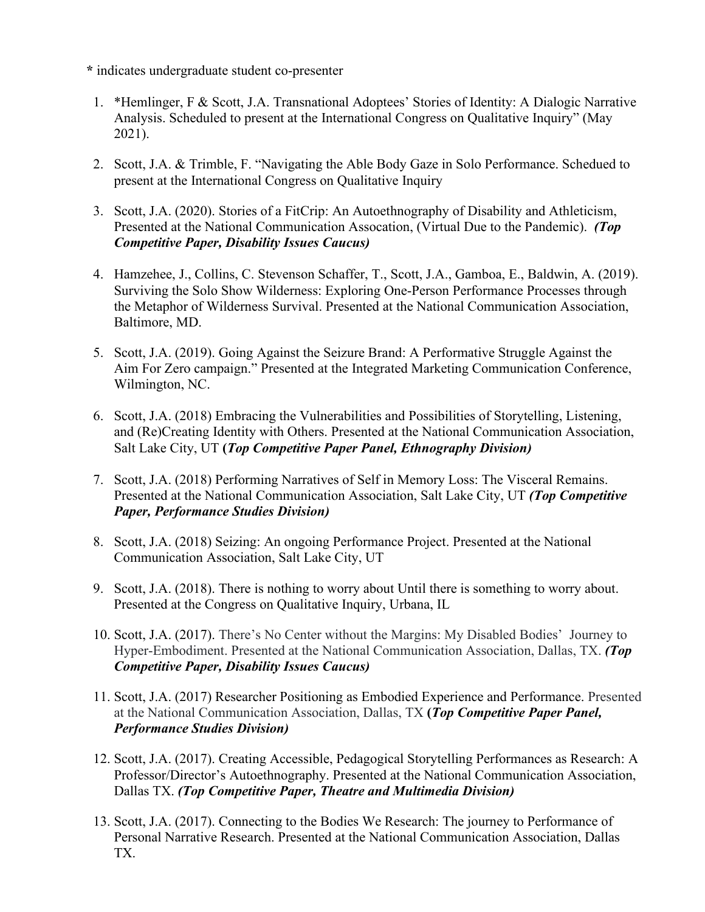**\*** indicates undergraduate student co-presenter

1. \*Hemlinger, F & Scott, J.A. Transnational Adoptees' Stories of Identity: A Dialogic Narrative Analysis. Scheduled to present at the International Congress on Qualitative Inquiry" (May 2021).

2. Scott, J.A. & Trimble, F. "Navigating the Able Body Gaze in Solo Performance. Schedued to present at the International Congress on Qualitative Inquiry

3. Scott, J.A. (2020). Stories of a FitCrip: An Autoethnography of Disability and Athleticism, Presented at the National Communication Assocation, (Virtual Due to the Pandemic). ***(Top Competitive Paper, Disability Issues Caucus)***

4. Hamzehee, J., Collins, C. Stevenson Schaffer, T., Scott, J.A., Gamboa, E., Baldwin, A. (2019). Surviving the Solo Show Wilderness: Exploring One-Person Performance Processes through the Metaphor of Wilderness Survival. Presented at the National Communication Association, Baltimore, MD.

5. Scott, J.A. (2019). Going Against the Seizure Brand: A Performative Struggle Against the Aim For Zero campaign." Presented at the Integrated Marketing Communication Conference, Wilmington, NC.

6. Scott, J.A. (2018) Embracing the Vulnerabilities and Possibilities of Storytelling, Listening, and (Re)Creating Identity with Others. Presented at the National Communication Association, Salt Lake City, UT **(*Top Competitive Paper Panel, Ethnography Division)***

7. Scott, J.A. (2018) Performing Narratives of Self in Memory Loss: The Visceral Remains. Presented at the National Communication Association, Salt Lake City, UT ***(Top Competitive Paper, Performance Studies Division)***

8. Scott, J.A. (2018) Seizing: An ongoing Performance Project. Presented at the National Communication Association, Salt Lake City, UT

9. Scott, J.A. (2018). There is nothing to worry about Until there is something to worry about. Presented at the Congress on Qualitative Inquiry, Urbana, IL

10. Scott, J.A. (2017). There's No Center without the Margins: My Disabled Bodies' Journey to Hyper-Embodiment. Presented at the National Communication Association, Dallas, TX. ***(Top Competitive Paper, Disability Issues Caucus)***

11. Scott, J.A. (2017) Researcher Positioning as Embodied Experience and Performance. Presented at the National Communication Association, Dallas, TX **(*Top Competitive Paper Panel, Performance Studies Division)***

12. Scott, J.A. (2017). Creating Accessible, Pedagogical Storytelling Performances as Research: A Professor/Director's Autoethnography. Presented at the National Communication Association, Dallas TX. ***(Top Competitive Paper, Theatre and Multimedia Division)***

13. Scott, J.A. (2017). Connecting to the Bodies We Research: The journey to Performance of Personal Narrative Research. Presented at the National Communication Association, Dallas TX.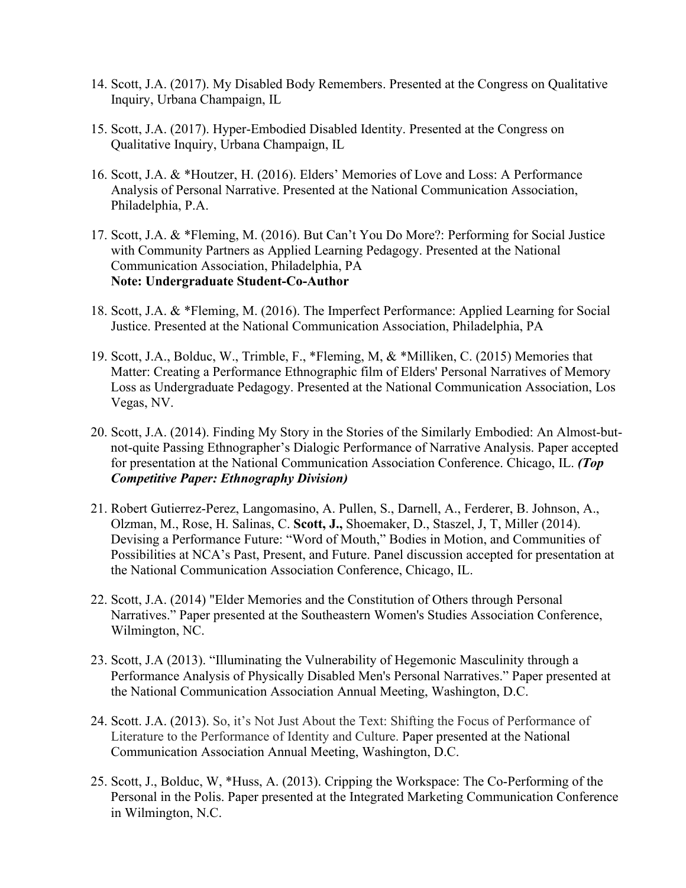14. Scott, J.A. (2017). My Disabled Body Remembers. Presented at the Congress on Qualitative Inquiry, Urbana Champaign, IL

15. Scott, J.A. (2017). Hyper-Embodied Disabled Identity. Presented at the Congress on Qualitative Inquiry, Urbana Champaign, IL

16. Scott, J.A. & *Houtzer, H. (2016). Elders' Memories of Love and Loss: A Performance Analysis of Personal Narrative. Presented at the National Communication Association, Philadelphia, P.A.

17. Scott, J.A. & *Fleming, M. (2016). But Can't You Do More?: Performing for Social Justice with Community Partners as Applied Learning Pedagogy. Presented at the National Communication Association, Philadelphia, PA
    **Note: Undergraduate Student-Co-Author**

18. Scott, J.A. & *Fleming, M. (2016). The Imperfect Performance: Applied Learning for Social Justice. Presented at the National Communication Association, Philadelphia, PA

19. Scott, J.A., Bolduc, W., Trimble, F., *Fleming, M, & *Milliken, C. (2015) Memories that Matter: Creating a Performance Ethnographic film of Elders' Personal Narratives of Memory Loss as Undergraduate Pedagogy. Presented at the National Communication Association, Los Vegas, NV.

20. Scott, J.A. (2014). Finding My Story in the Stories of the Similarly Embodied: An Almost-but-not-quite Passing Ethnographer's Dialogic Performance of Narrative Analysis. Paper accepted for presentation at the National Communication Association Conference. Chicago, IL. ***(Top Competitive Paper: Ethnography Division)***

21. Robert Gutierrez-Perez, Langomasino, A. Pullen, S., Darnell, A., Ferderer, B. Johnson, A., Olzman, M., Rose, H. Salinas, C. **Scott, J.,** Shoemaker, D., Staszel, J, T, Miller (2014). Devising a Performance Future: "Word of Mouth," Bodies in Motion, and Communities of Possibilities at NCA's Past, Present, and Future. Panel discussion accepted for presentation at the National Communication Association Conference, Chicago, IL.

22. Scott, J.A. (2014) "Elder Memories and the Constitution of Others through Personal Narratives." Paper presented at the Southeastern Women's Studies Association Conference, Wilmington, NC.

23. Scott, J.A (2013). "Illuminating the Vulnerability of Hegemonic Masculinity through a Performance Analysis of Physically Disabled Men's Personal Narratives." Paper presented at the National Communication Association Annual Meeting, Washington, D.C.

24. Scott. J.A. (2013). So, it's Not Just About the Text: Shifting the Focus of Performance of Literature to the Performance of Identity and Culture. Paper presented at the National Communication Association Annual Meeting, Washington, D.C.

25. Scott, J., Bolduc, W, *Huss, A. (2013). Cripping the Workspace: The Co-Performing of the Personal in the Polis. Paper presented at the Integrated Marketing Communication Conference in Wilmington, N.C.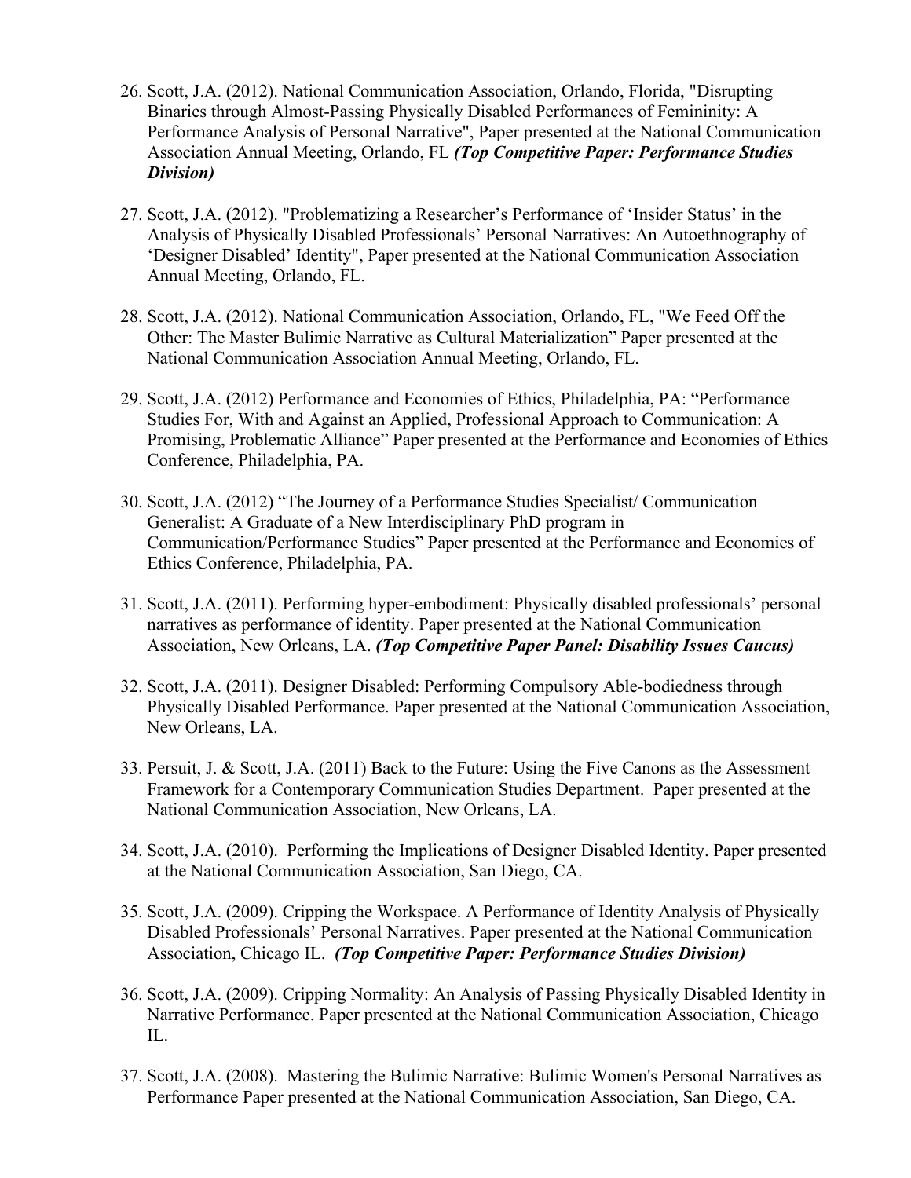26. Scott, J.A. (2012). National Communication Association, Orlando, Florida, "Disrupting Binaries through Almost-Passing Physically Disabled Performances of Femininity: A Performance Analysis of Personal Narrative", Paper presented at the National Communication Association Annual Meeting, Orlando, FL ***(Top Competitive Paper: Performance Studies Division)***

27. Scott, J.A. (2012). "Problematizing a Researcher's Performance of 'Insider Status' in the Analysis of Physically Disabled Professionals' Personal Narratives: An Autoethnography of 'Designer Disabled' Identity", Paper presented at the National Communication Association Annual Meeting, Orlando, FL.

28. Scott, J.A. (2012). National Communication Association, Orlando, FL, "We Feed Off the Other: The Master Bulimic Narrative as Cultural Materialization" Paper presented at the National Communication Association Annual Meeting, Orlando, FL.

29. Scott, J.A. (2012) Performance and Economies of Ethics, Philadelphia, PA: "Performance Studies For, With and Against an Applied, Professional Approach to Communication: A Promising, Problematic Alliance" Paper presented at the Performance and Economies of Ethics Conference, Philadelphia, PA.

30. Scott, J.A. (2012) "The Journey of a Performance Studies Specialist/ Communication Generalist: A Graduate of a New Interdisciplinary PhD program in Communication/Performance Studies" Paper presented at the Performance and Economies of Ethics Conference, Philadelphia, PA.

31. Scott, J.A. (2011). Performing hyper-embodiment: Physically disabled professionals' personal narratives as performance of identity. Paper presented at the National Communication Association, New Orleans, LA. ***(Top Competitive Paper Panel: Disability Issues Caucus)***

32. Scott, J.A. (2011). Designer Disabled: Performing Compulsory Able-bodiedness through Physically Disabled Performance. Paper presented at the National Communication Association, New Orleans, LA.

33. Persuit, J. & Scott, J.A. (2011) Back to the Future: Using the Five Canons as the Assessment Framework for a Contemporary Communication Studies Department. Paper presented at the National Communication Association, New Orleans, LA.

34. Scott, J.A. (2010). Performing the Implications of Designer Disabled Identity. Paper presented at the National Communication Association, San Diego, CA.

35. Scott, J.A. (2009). Cripping the Workspace. A Performance of Identity Analysis of Physically Disabled Professionals' Personal Narratives. Paper presented at the National Communication Association, Chicago IL. ***(Top Competitive Paper: Performance Studies Division)***

36. Scott, J.A. (2009). Cripping Normality: An Analysis of Passing Physically Disabled Identity in Narrative Performance. Paper presented at the National Communication Association, Chicago IL.

37. Scott, J.A. (2008). Mastering the Bulimic Narrative: Bulimic Women's Personal Narratives as Performance Paper presented at the National Communication Association, San Diego, CA.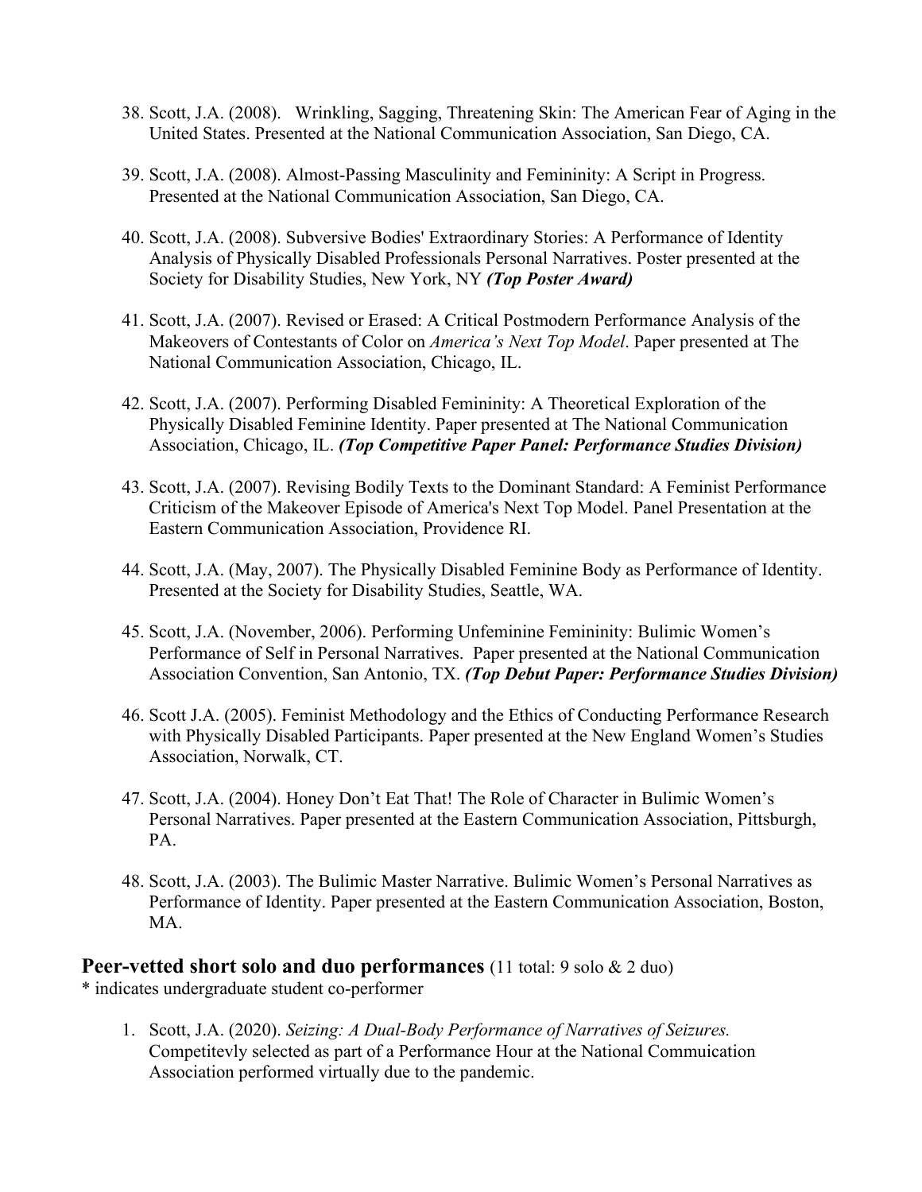38. Scott, J.A. (2008). Wrinkling, Sagging, Threatening Skin: The American Fear of Aging in the United States. Presented at the National Communication Association, San Diego, CA.

39. Scott, J.A. (2008). Almost-Passing Masculinity and Femininity: A Script in Progress. Presented at the National Communication Association, San Diego, CA.

40. Scott, J.A. (2008). Subversive Bodies' Extraordinary Stories: A Performance of Identity Analysis of Physically Disabled Professionals Personal Narratives. Poster presented at the Society for Disability Studies, New York, NY ***(Top Poster Award)***

41. Scott, J.A. (2007). Revised or Erased: A Critical Postmodern Performance Analysis of the Makeovers of Contestants of Color on *America's Next Top Model*. Paper presented at The National Communication Association, Chicago, IL.

42. Scott, J.A. (2007). Performing Disabled Femininity: A Theoretical Exploration of the Physically Disabled Feminine Identity. Paper presented at The National Communication Association, Chicago, IL. ***(Top Competitive Paper Panel: Performance Studies Division)***

43. Scott, J.A. (2007). Revising Bodily Texts to the Dominant Standard: A Feminist Performance Criticism of the Makeover Episode of America's Next Top Model. Panel Presentation at the Eastern Communication Association, Providence RI.

44. Scott, J.A. (May, 2007). The Physically Disabled Feminine Body as Performance of Identity. Presented at the Society for Disability Studies, Seattle, WA.

45. Scott, J.A. (November, 2006). Performing Unfeminine Femininity: Bulimic Women's Performance of Self in Personal Narratives. Paper presented at the National Communication Association Convention, San Antonio, TX. ***(Top Debut Paper: Performance Studies Division)***

46. Scott J.A. (2005). Feminist Methodology and the Ethics of Conducting Performance Research with Physically Disabled Participants. Paper presented at the New England Women's Studies Association, Norwalk, CT.

47. Scott, J.A. (2004). Honey Don't Eat That! The Role of Character in Bulimic Women's Personal Narratives. Paper presented at the Eastern Communication Association, Pittsburgh, PA.

48. Scott, J.A. (2003). The Bulimic Master Narrative. Bulimic Women's Personal Narratives as Performance of Identity. Paper presented at the Eastern Communication Association, Boston, MA.

## Peer-vetted short solo and duo performances (11 total: 9 solo & 2 duo)

* indicates undergraduate student co-performer

1. Scott, J.A. (2020). *Seizing: A Dual-Body Performance of Narratives of Seizures.* Competitevly selected as part of a Performance Hour at the National Commuication Association performed virtually due to the pandemic.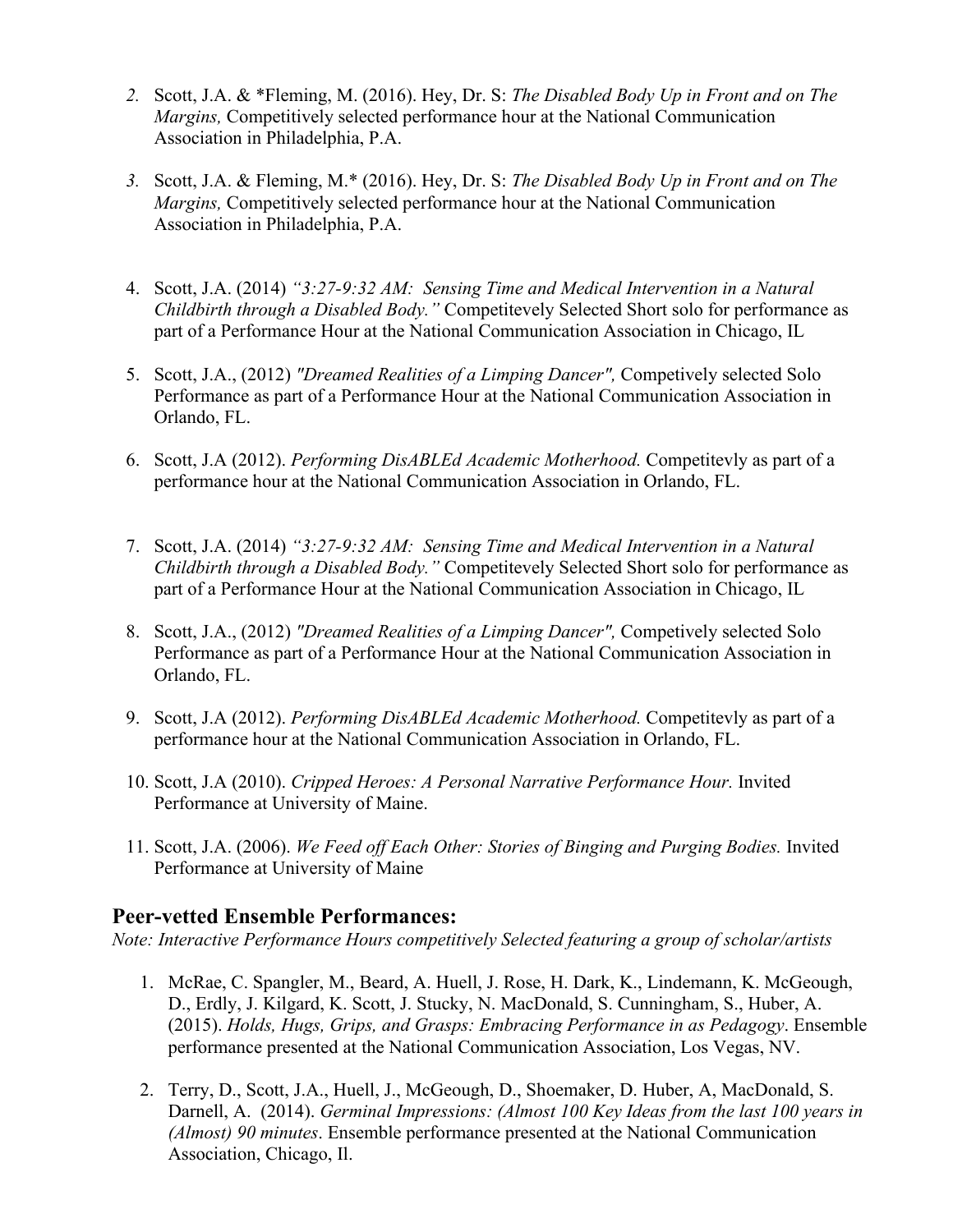2. Scott, J.A. & *Fleming, M. (2016). Hey, Dr. S: *The Disabled Body Up in Front and on The Margins,* Competitively selected performance hour at the National Communication Association in Philadelphia, P.A.

3. Scott, J.A. & Fleming, M.* (2016). Hey, Dr. S: *The Disabled Body Up in Front and on The Margins,* Competitively selected performance hour at the National Communication Association in Philadelphia, P.A.

4. Scott, J.A. (2014) *"3:27-9:32 AM: Sensing Time and Medical Intervention in a Natural Childbirth through a Disabled Body."* Competitevely Selected Short solo for performance as part of a Performance Hour at the National Communication Association in Chicago, IL

5. Scott, J.A., (2012) *"Dreamed Realities of a Limping Dancer",* Competively selected Solo Performance as part of a Performance Hour at the National Communication Association in Orlando, FL.

6. Scott, J.A (2012). *Performing DisABLEd Academic Motherhood.* Competitevly as part of a performance hour at the National Communication Association in Orlando, FL.

7. Scott, J.A. (2014) *"3:27-9:32 AM: Sensing Time and Medical Intervention in a Natural Childbirth through a Disabled Body."* Competitevely Selected Short solo for performance as part of a Performance Hour at the National Communication Association in Chicago, IL

8. Scott, J.A., (2012) *"Dreamed Realities of a Limping Dancer",* Competively selected Solo Performance as part of a Performance Hour at the National Communication Association in Orlando, FL.

9. Scott, J.A (2012). *Performing DisABLEd Academic Motherhood.* Competitevly as part of a performance hour at the National Communication Association in Orlando, FL.

10. Scott, J.A (2010). *Cripped Heroes: A Personal Narrative Performance Hour.* Invited Performance at University of Maine.

11. Scott, J.A. (2006). *We Feed off Each Other: Stories of Binging and Purging Bodies.* Invited Performance at University of Maine

## Peer-vetted Ensemble Performances:

*Note: Interactive Performance Hours competitively Selected featuring a group of scholar/artists*

1. McRae, C. Spangler, M., Beard, A. Huell, J. Rose, H. Dark, K., Lindemann, K. McGeough, D., Erdly, J. Kilgard, K. Scott, J. Stucky, N. MacDonald, S. Cunningham, S., Huber, A. (2015). *Holds, Hugs, Grips, and Grasps: Embracing Performance in as Pedagogy*. Ensemble performance presented at the National Communication Association, Los Vegas, NV.

2. Terry, D., Scott, J.A., Huell, J., McGeough, D., Shoemaker, D. Huber, A, MacDonald, S. Darnell, A. (2014). *Germinal Impressions: (Almost 100 Key Ideas from the last 100 years in (Almost) 90 minutes*. Ensemble performance presented at the National Communication Association, Chicago, Il.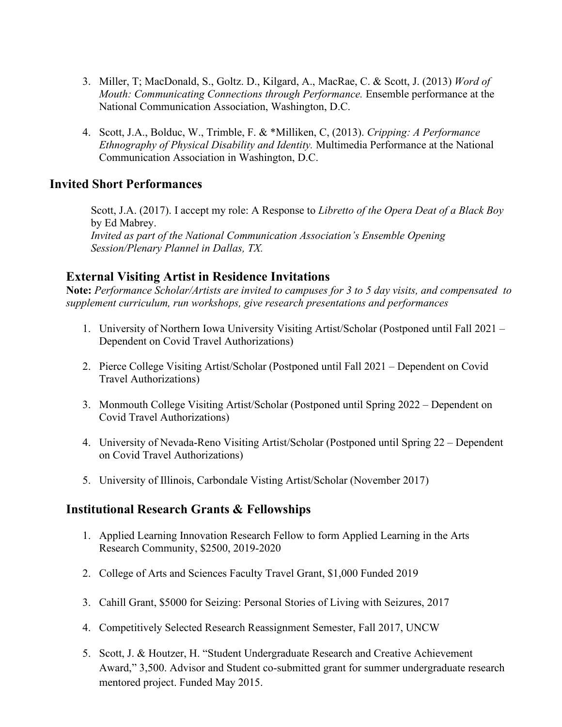3. Miller, T; MacDonald, S., Goltz. D., Kilgard, A., MacRae, C. & Scott, J. (2013) *Word of Mouth: Communicating Connections through Performance.* Ensemble performance at the National Communication Association, Washington, D.C.

4. Scott, J.A., Bolduc, W., Trimble, F. & *Milliken, C, (2013). *Cripping: A Performance Ethnography of Physical Disability and Identity.* Multimedia Performance at the National Communication Association in Washington, D.C.

## Invited Short Performances

Scott, J.A. (2017). I accept my role: A Response to *Libretto of the Opera Deat of a Black Boy* by Ed Mabrey.
*Invited as part of the National Communication Association's Ensemble Opening Session/Plenary Plannel in Dallas, TX.*

## External Visiting Artist in Residence Invitations

**Note:** *Performance Scholar/Artists are invited to campuses for 3 to 5 day visits, and compensated to supplement curriculum, run workshops, give research presentations and performances*

1. University of Northern Iowa University Visiting Artist/Scholar (Postponed until Fall 2021 – Dependent on Covid Travel Authorizations)

2. Pierce College Visiting Artist/Scholar (Postponed until Fall 2021 – Dependent on Covid Travel Authorizations)

3. Monmouth College Visiting Artist/Scholar (Postponed until Spring 2022 – Dependent on Covid Travel Authorizations)

4. University of Nevada-Reno Visiting Artist/Scholar (Postponed until Spring 22 – Dependent on Covid Travel Authorizations)

5. University of Illinois, Carbondale Visting Artist/Scholar (November 2017)

## Institutional Research Grants & Fellowships

1. Applied Learning Innovation Research Fellow to form Applied Learning in the Arts Research Community, $2500, 2019-2020

2. College of Arts and Sciences Faculty Travel Grant, $1,000 Funded 2019

3. Cahill Grant, $5000 for Seizing: Personal Stories of Living with Seizures, 2017

4. Competitively Selected Research Reassignment Semester, Fall 2017, UNCW

5. Scott, J. & Houtzer, H. "Student Undergraduate Research and Creative Achievement Award," 3,500. Advisor and Student co-submitted grant for summer undergraduate research mentored project. Funded May 2015.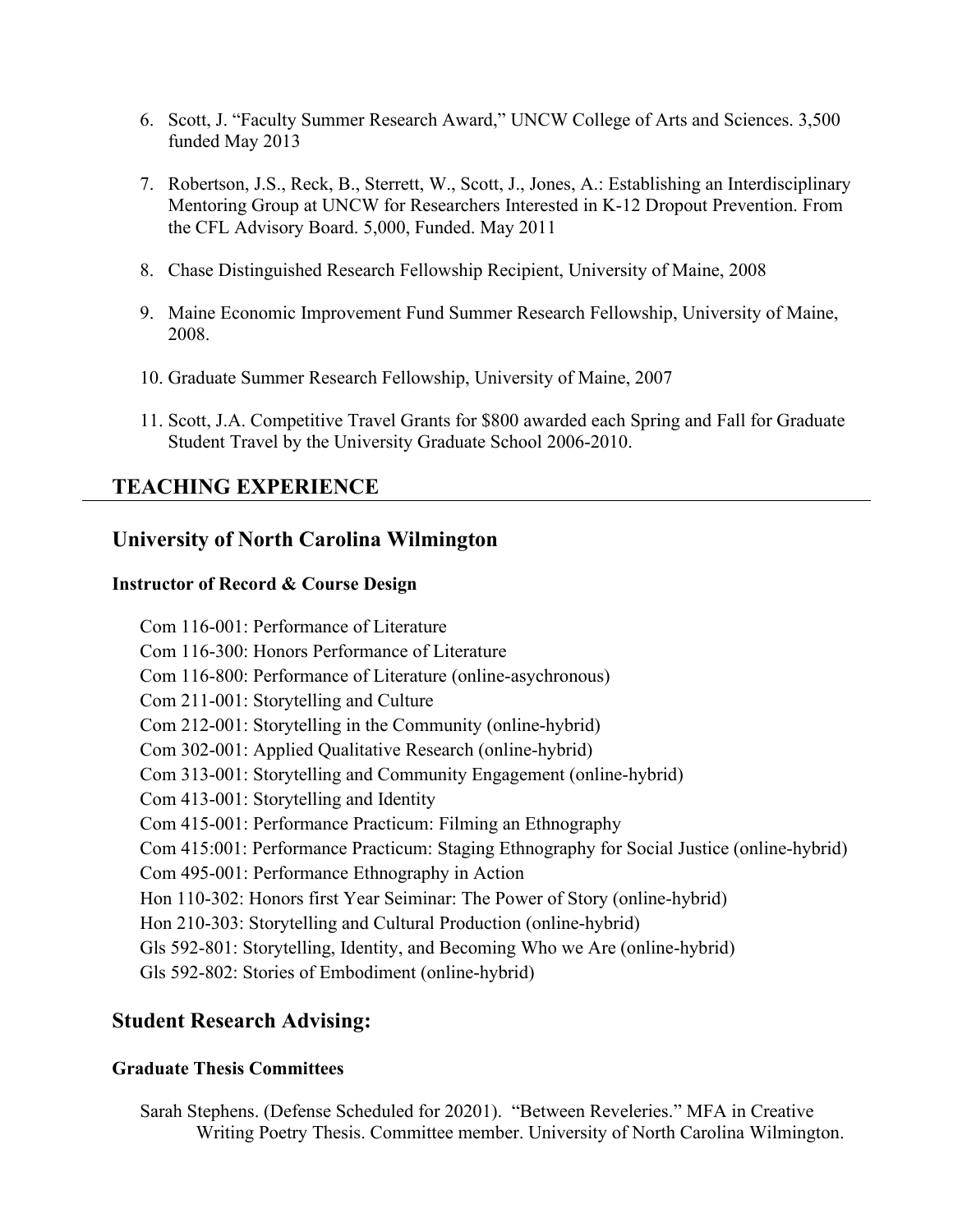6. Scott, J. "Faculty Summer Research Award," UNCW College of Arts and Sciences. 3,500 funded May 2013

7. Robertson, J.S., Reck, B., Sterrett, W., Scott, J., Jones, A.: Establishing an Interdisciplinary Mentoring Group at UNCW for Researchers Interested in K-12 Dropout Prevention. From the CFL Advisory Board. 5,000, Funded. May 2011

8. Chase Distinguished Research Fellowship Recipient, University of Maine, 2008

9. Maine Economic Improvement Fund Summer Research Fellowship, University of Maine, 2008.

10. Graduate Summer Research Fellowship, University of Maine, 2007

11. Scott, J.A. Competitive Travel Grants for $800 awarded each Spring and Fall for Graduate Student Travel by the University Graduate School 2006-2010.

## TEACHING EXPERIENCE

### University of North Carolina Wilmington

#### Instructor of Record & Course Design

Com 116-001: Performance of Literature
Com 116-300: Honors Performance of Literature
Com 116-800: Performance of Literature (online-asychronous)
Com 211-001: Storytelling and Culture
Com 212-001: Storytelling in the Community (online-hybrid)
Com 302-001: Applied Qualitative Research (online-hybrid)
Com 313-001: Storytelling and Community Engagement (online-hybrid)
Com 413-001: Storytelling and Identity
Com 415-001: Performance Practicum: Filming an Ethnography
Com 415:001: Performance Practicum: Staging Ethnography for Social Justice (online-hybrid)
Com 495-001: Performance Ethnography in Action
Hon 110-302: Honors first Year Seiminar: The Power of Story (online-hybrid)
Hon 210-303: Storytelling and Cultural Production (online-hybrid)
Gls 592-801: Storytelling, Identity, and Becoming Who we Are (online-hybrid)
Gls 592-802: Stories of Embodiment (online-hybrid)

### Student Research Advising:

#### Graduate Thesis Committees

Sarah Stephens. (Defense Scheduled for 20201). "Between Reveleries." MFA in Creative Writing Poetry Thesis. Committee member. University of North Carolina Wilmington.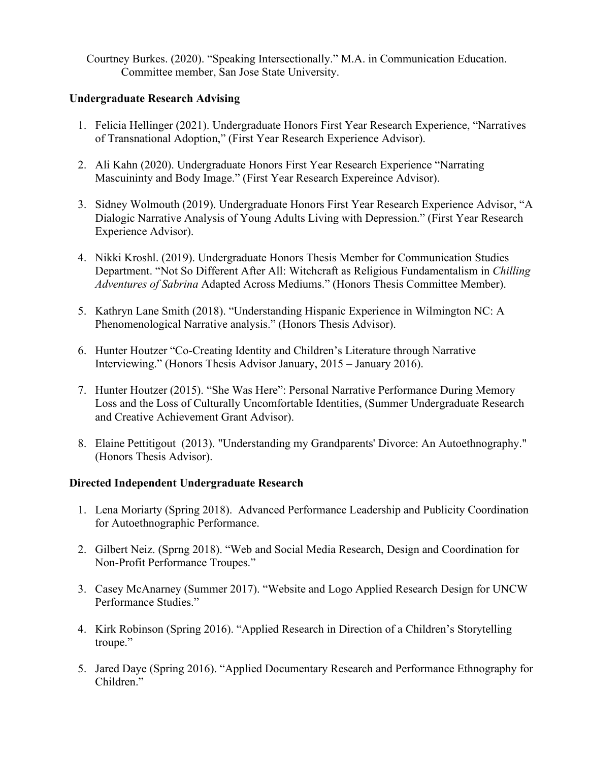Courtney Burkes. (2020). "Speaking Intersectionally." M.A. in Communication Education. Committee member, San Jose State University.

**Undergraduate Research Advising**

1. Felicia Hellinger (2021). Undergraduate Honors First Year Research Experience, "Narratives of Transnational Adoption," (First Year Research Experience Advisor).

2. Ali Kahn (2020). Undergraduate Honors First Year Research Experience "Narrating Mascuininty and Body Image." (First Year Research Expereince Advisor).

3. Sidney Wolmouth (2019). Undergraduate Honors First Year Research Experience Advisor, "A Dialogic Narrative Analysis of Young Adults Living with Depression." (First Year Research Experience Advisor).

4. Nikki Kroshl. (2019). Undergraduate Honors Thesis Member for Communication Studies Department. "Not So Different After All: Witchcraft as Religious Fundamentalism in *Chilling Adventures of Sabrina* Adapted Across Mediums." (Honors Thesis Committee Member).

5. Kathryn Lane Smith (2018). "Understanding Hispanic Experience in Wilmington NC: A Phenomenological Narrative analysis." (Honors Thesis Advisor).

6. Hunter Houtzer "Co-Creating Identity and Children's Literature through Narrative Interviewing." (Honors Thesis Advisor January, 2015 – January 2016).

7. Hunter Houtzer (2015). "She Was Here": Personal Narrative Performance During Memory Loss and the Loss of Culturally Uncomfortable Identities, (Summer Undergraduate Research and Creative Achievement Grant Advisor).

8. Elaine Pettitigout (2013). "Understanding my Grandparents' Divorce: An Autoethnography." (Honors Thesis Advisor).

**Directed Independent Undergraduate Research**

1. Lena Moriarty (Spring 2018). Advanced Performance Leadership and Publicity Coordination for Autoethnographic Performance.

2. Gilbert Neiz. (Sprng 2018). "Web and Social Media Research, Design and Coordination for Non-Profit Performance Troupes."

3. Casey McAnarney (Summer 2017). "Website and Logo Applied Research Design for UNCW Performance Studies."

4. Kirk Robinson (Spring 2016). "Applied Research in Direction of a Children's Storytelling troupe."

5. Jared Daye (Spring 2016). "Applied Documentary Research and Performance Ethnography for Children."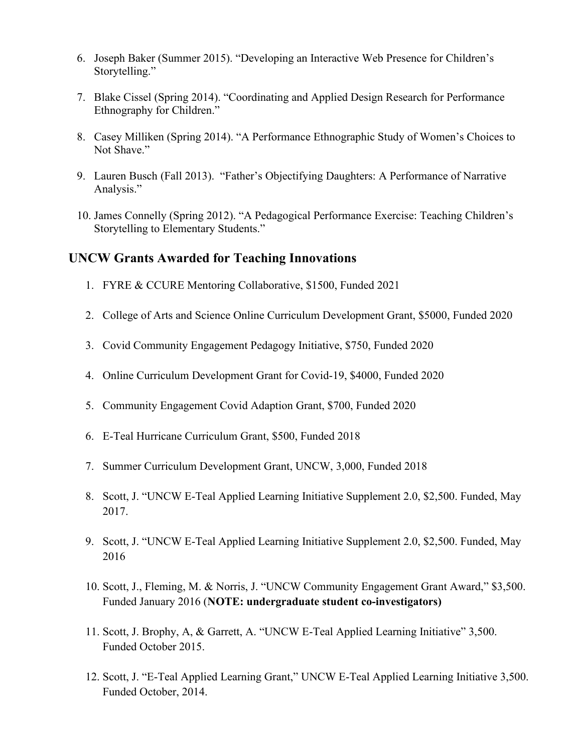6. Joseph Baker (Summer 2015). "Developing an Interactive Web Presence for Children's Storytelling."

7. Blake Cissel (Spring 2014). "Coordinating and Applied Design Research for Performance Ethnography for Children."

8. Casey Milliken (Spring 2014). "A Performance Ethnographic Study of Women's Choices to Not Shave."

9. Lauren Busch (Fall 2013). "Father's Objectifying Daughters: A Performance of Narrative Analysis."

10. James Connelly (Spring 2012). "A Pedagogical Performance Exercise: Teaching Children's Storytelling to Elementary Students."

## UNCW Grants Awarded for Teaching Innovations

1. FYRE & CCURE Mentoring Collaborative, $1500, Funded 2021

2. College of Arts and Science Online Curriculum Development Grant, $5000, Funded 2020

3. Covid Community Engagement Pedagogy Initiative, $750, Funded 2020

4. Online Curriculum Development Grant for Covid-19, $4000, Funded 2020

5. Community Engagement Covid Adaption Grant, $700, Funded 2020

6. E-Teal Hurricane Curriculum Grant, $500, Funded 2018

7. Summer Curriculum Development Grant, UNCW, 3,000, Funded 2018

8. Scott, J. "UNCW E-Teal Applied Learning Initiative Supplement 2.0, $2,500. Funded, May 2017.

9. Scott, J. "UNCW E-Teal Applied Learning Initiative Supplement 2.0, $2,500. Funded, May 2016

10. Scott, J., Fleming, M. & Norris, J. "UNCW Community Engagement Grant Award," $3,500. Funded January 2016 (**NOTE: undergraduate student co-investigators)**

11. Scott, J. Brophy, A, & Garrett, A. "UNCW E-Teal Applied Learning Initiative" 3,500. Funded October 2015.

12. Scott, J. "E-Teal Applied Learning Grant," UNCW E-Teal Applied Learning Initiative 3,500. Funded October, 2014.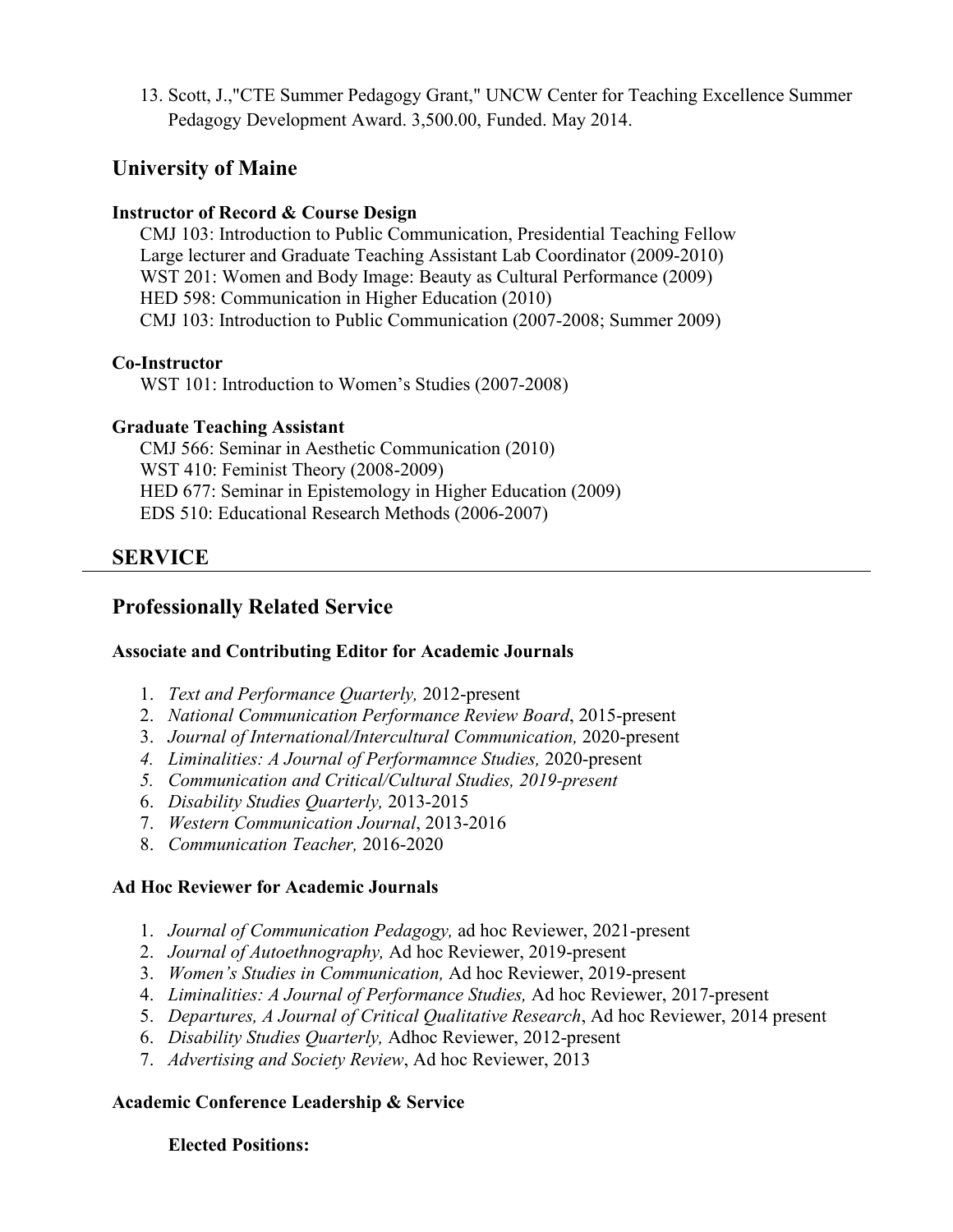13. Scott, J.,"CTE Summer Pedagogy Grant," UNCW Center for Teaching Excellence Summer Pedagogy Development Award. 3,500.00, Funded. May 2014.

## University of Maine

**Instructor of Record & Course Design**

CMJ 103: Introduction to Public Communication, Presidential Teaching Fellow
Large lecturer and Graduate Teaching Assistant Lab Coordinator (2009-2010)
WST 201: Women and Body Image: Beauty as Cultural Performance (2009)
HED 598: Communication in Higher Education (2010)
CMJ 103: Introduction to Public Communication (2007-2008; Summer 2009)

**Co-Instructor**

WST 101: Introduction to Women's Studies (2007-2008)

**Graduate Teaching Assistant**

CMJ 566: Seminar in Aesthetic Communication (2010)
WST 410: Feminist Theory (2008-2009)
HED 677: Seminar in Epistemology in Higher Education (2009)
EDS 510: Educational Research Methods (2006-2007)

## SERVICE

## Professionally Related Service

**Associate and Contributing Editor for Academic Journals**

1. *Text and Performance Quarterly,* 2012-present
2. *National Communication Performance Review Board*, 2015-present
3. *Journal of International/Intercultural Communication,* 2020-present
4. *Liminalities: A Journal of Performamnce Studies,* 2020-present
5. *Communication and Critical/Cultural Studies, 2019-present*
6. *Disability Studies Quarterly,* 2013-2015
7. *Western Communication Journal*, 2013-2016
8. *Communication Teacher,* 2016-2020

**Ad Hoc Reviewer for Academic Journals**

1. *Journal of Communication Pedagogy,* ad hoc Reviewer, 2021-present
2. *Journal of Autoethnography,* Ad hoc Reviewer, 2019-present
3. *Women's Studies in Communication,* Ad hoc Reviewer, 2019-present
4. *Liminalities: A Journal of Performance Studies,* Ad hoc Reviewer, 2017-present
5. *Departures, A Journal of Critical Qualitative Research*, Ad hoc Reviewer, 2014 present
6. *Disability Studies Quarterly,* Adhoc Reviewer, 2012-present
7. *Advertising and Society Review*, Ad hoc Reviewer, 2013

**Academic Conference Leadership & Service**

**Elected Positions:**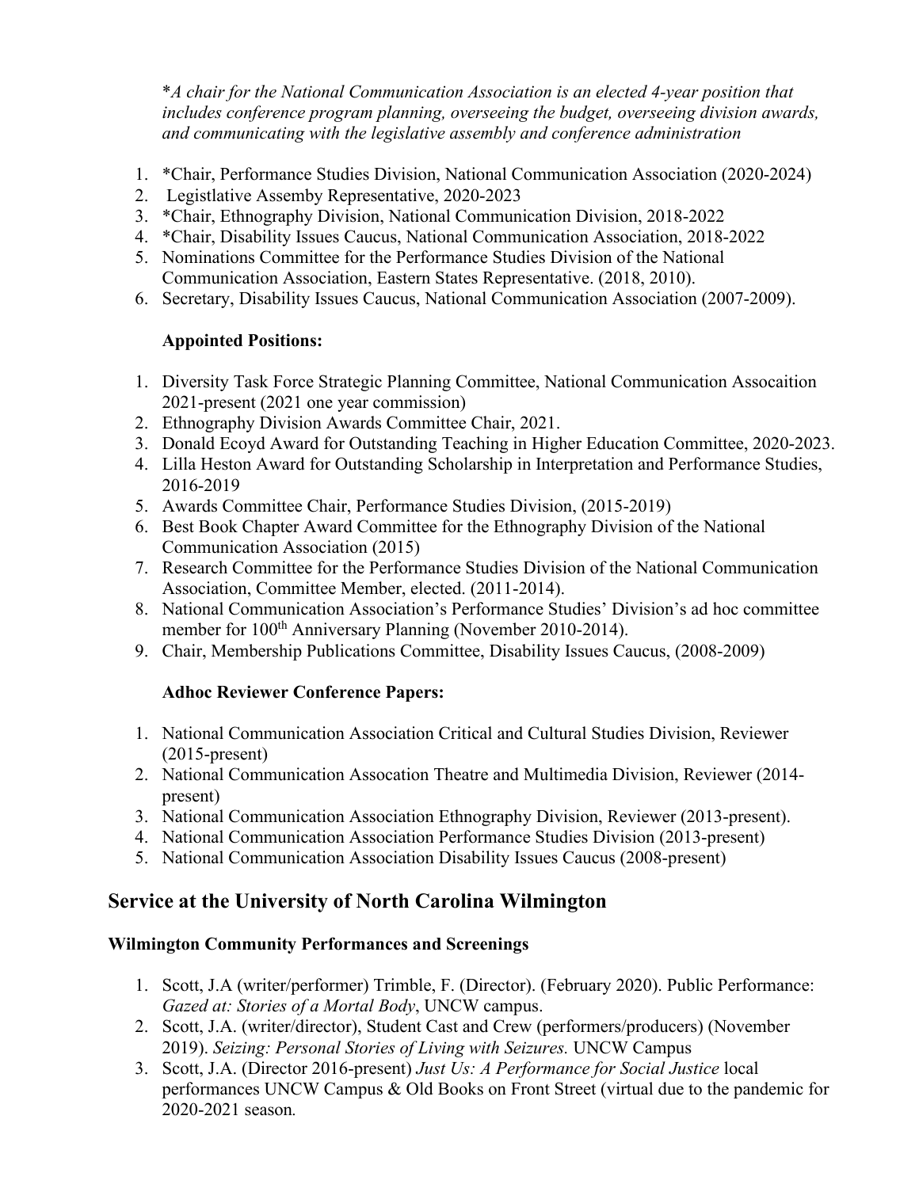**A chair for the National Communication Association is an elected 4-year position that includes conference program planning, overseeing the budget, overseeing division awards, and communicating with the legislative assembly and conference administration*

1. *Chair, Performance Studies Division, National Communication Association (2020-2024)
2. Legistlative Assemby Representative, 2020-2023
3. *Chair, Ethnography Division, National Communication Division, 2018-2022
4. *Chair, Disability Issues Caucus, National Communication Association, 2018-2022
5. Nominations Committee for the Performance Studies Division of the National Communication Association, Eastern States Representative. (2018, 2010).
6. Secretary, Disability Issues Caucus, National Communication Association (2007-2009).

**Appointed Positions:**

1. Diversity Task Force Strategic Planning Committee, National Communication Assocaition 2021-present (2021 one year commission)
2. Ethnography Division Awards Committee Chair, 2021.
3. Donald Ecoyd Award for Outstanding Teaching in Higher Education Committee, 2020-2023.
4. Lilla Heston Award for Outstanding Scholarship in Interpretation and Performance Studies, 2016-2019
5. Awards Committee Chair, Performance Studies Division, (2015-2019)
6. Best Book Chapter Award Committee for the Ethnography Division of the National Communication Association (2015)
7. Research Committee for the Performance Studies Division of the National Communication Association, Committee Member, elected. (2011-2014).
8. National Communication Association's Performance Studies' Division's ad hoc committee member for 100th Anniversary Planning (November 2010-2014).
9. Chair, Membership Publications Committee, Disability Issues Caucus, (2008-2009)

**Adhoc Reviewer Conference Papers:**

1. National Communication Association Critical and Cultural Studies Division, Reviewer (2015-present)
2. National Communication Assocation Theatre and Multimedia Division, Reviewer (2014-present)
3. National Communication Association Ethnography Division, Reviewer (2013-present).
4. National Communication Association Performance Studies Division (2013-present)
5. National Communication Association Disability Issues Caucus (2008-present)

## Service at the University of North Carolina Wilmington

### Wilmington Community Performances and Screenings

1. Scott, J.A (writer/performer) Trimble, F. (Director). (February 2020). Public Performance: *Gazed at: Stories of a Mortal Body*, UNCW campus.
2. Scott, J.A. (writer/director), Student Cast and Crew (performers/producers) (November 2019). *Seizing: Personal Stories of Living with Seizures.* UNCW Campus
3. Scott, J.A. (Director 2016-present) *Just Us: A Performance for Social Justice* local performances UNCW Campus & Old Books on Front Street (virtual due to the pandemic for 2020-2021 season.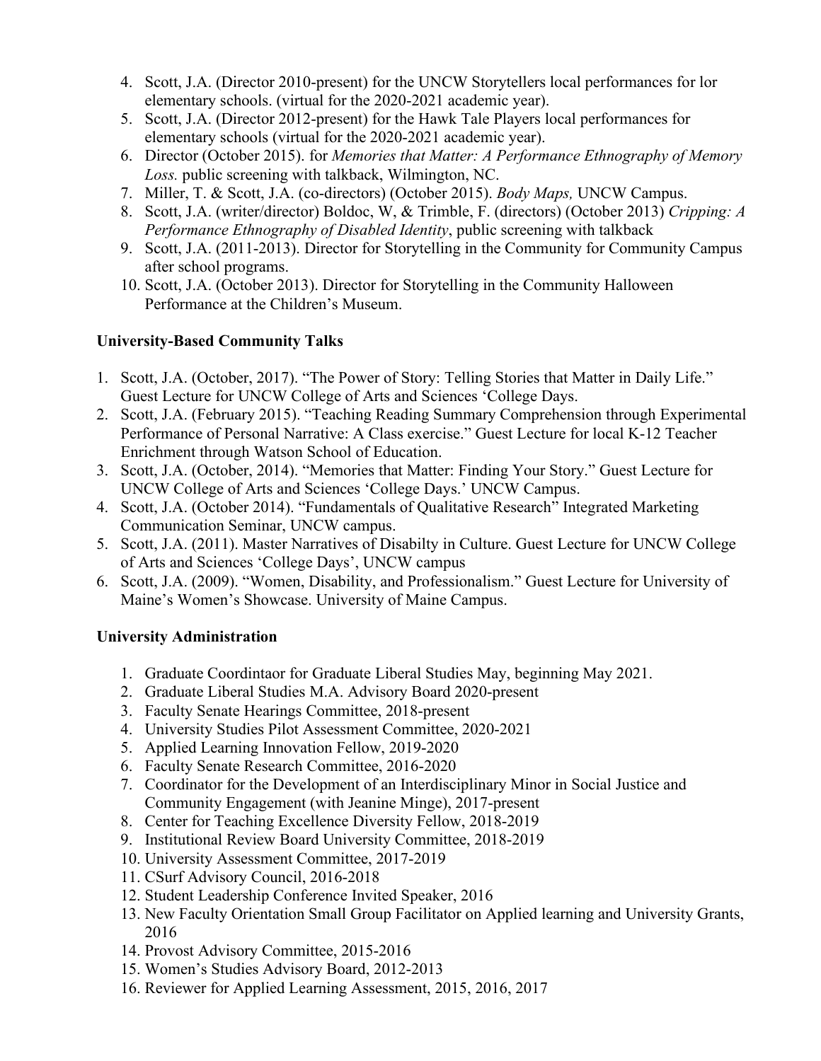4. Scott, J.A. (Director 2010-present) for the UNCW Storytellers local performances for lor elementary schools. (virtual for the 2020-2021 academic year).
5. Scott, J.A. (Director 2012-present) for the Hawk Tale Players local performances for elementary schools (virtual for the 2020-2021 academic year).
6. Director (October 2015). for *Memories that Matter: A Performance Ethnography of Memory Loss.* public screening with talkback, Wilmington, NC.
7. Miller, T. & Scott, J.A. (co-directors) (October 2015). *Body Maps,* UNCW Campus.
8. Scott, J.A. (writer/director) Boldoc, W, & Trimble, F. (directors) (October 2013) *Cripping: A Performance Ethnography of Disabled Identity*, public screening with talkback
9. Scott, J.A. (2011-2013). Director for Storytelling in the Community for Community Campus after school programs.
10. Scott, J.A. (October 2013). Director for Storytelling in the Community Halloween Performance at the Children's Museum.

**University-Based Community Talks**

1. Scott, J.A. (October, 2017). "The Power of Story: Telling Stories that Matter in Daily Life." Guest Lecture for UNCW College of Arts and Sciences 'College Days.
2. Scott, J.A. (February 2015). "Teaching Reading Summary Comprehension through Experimental Performance of Personal Narrative: A Class exercise." Guest Lecture for local K-12 Teacher Enrichment through Watson School of Education.
3. Scott, J.A. (October, 2014). "Memories that Matter: Finding Your Story." Guest Lecture for UNCW College of Arts and Sciences 'College Days.' UNCW Campus.
4. Scott, J.A. (October 2014). "Fundamentals of Qualitative Research" Integrated Marketing Communication Seminar, UNCW campus.
5. Scott, J.A. (2011). Master Narratives of Disabilty in Culture. Guest Lecture for UNCW College of Arts and Sciences 'College Days', UNCW campus
6. Scott, J.A. (2009). "Women, Disability, and Professionalism." Guest Lecture for University of Maine's Women's Showcase. University of Maine Campus.

**University Administration**

1. Graduate Coordintaor for Graduate Liberal Studies May, beginning May 2021.
2. Graduate Liberal Studies M.A. Advisory Board 2020-present
3. Faculty Senate Hearings Committee, 2018-present
4. University Studies Pilot Assessment Committee, 2020-2021
5. Applied Learning Innovation Fellow, 2019-2020
6. Faculty Senate Research Committee, 2016-2020
7. Coordinator for the Development of an Interdisciplinary Minor in Social Justice and Community Engagement (with Jeanine Minge), 2017-present
8. Center for Teaching Excellence Diversity Fellow, 2018-2019
9. Institutional Review Board University Committee, 2018-2019
10. University Assessment Committee, 2017-2019
11. CSurf Advisory Council, 2016-2018
12. Student Leadership Conference Invited Speaker, 2016
13. New Faculty Orientation Small Group Facilitator on Applied learning and University Grants, 2016
14. Provost Advisory Committee, 2015-2016
15. Women's Studies Advisory Board, 2012-2013
16. Reviewer for Applied Learning Assessment, 2015, 2016, 2017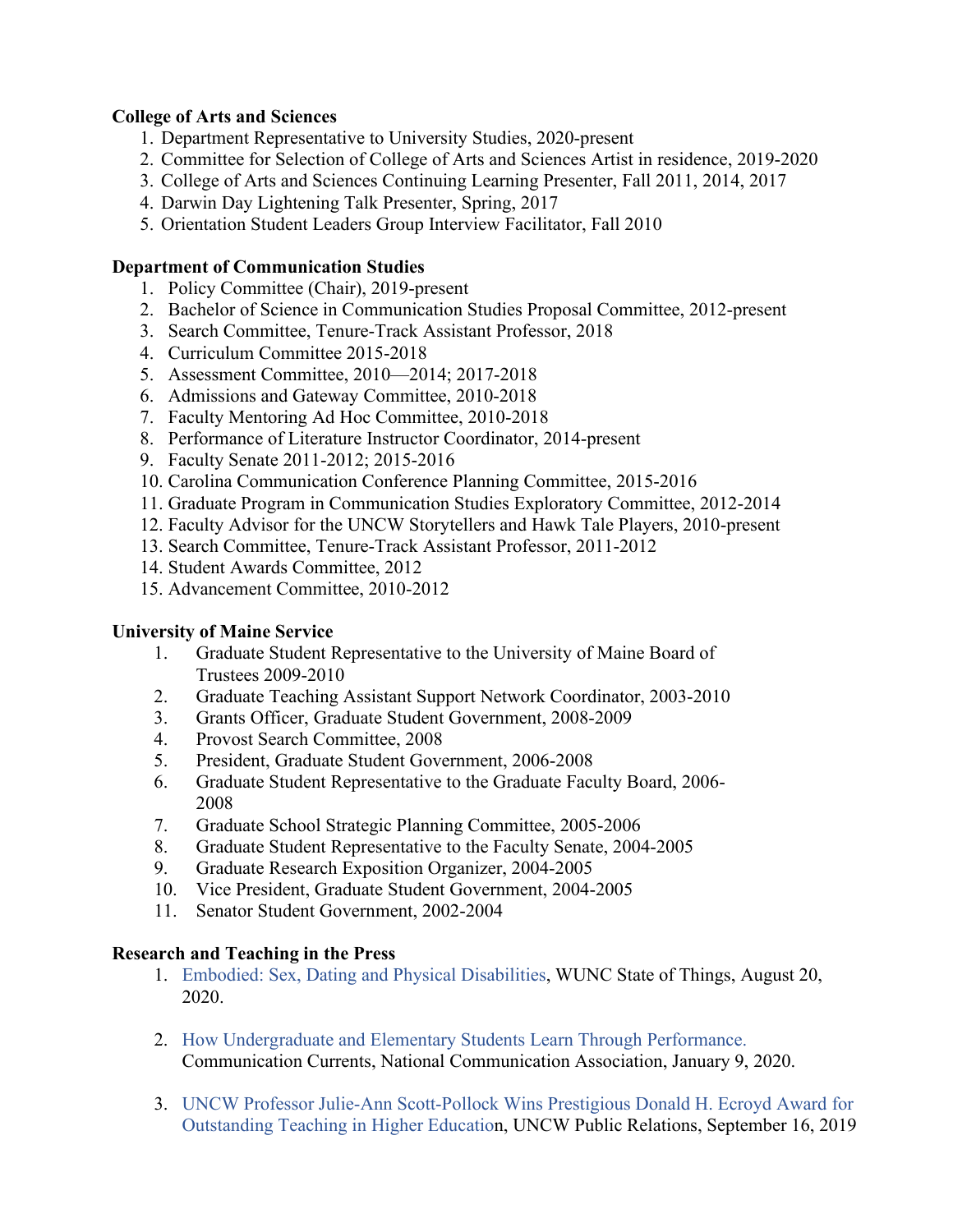**College of Arts and Sciences**

1. Department Representative to University Studies, 2020-present
2. Committee for Selection of College of Arts and Sciences Artist in residence, 2019-2020
3. College of Arts and Sciences Continuing Learning Presenter, Fall 2011, 2014, 2017
4. Darwin Day Lightening Talk Presenter, Spring, 2017
5. Orientation Student Leaders Group Interview Facilitator, Fall 2010

**Department of Communication Studies**

1. Policy Committee (Chair), 2019-present
2. Bachelor of Science in Communication Studies Proposal Committee, 2012-present
3. Search Committee, Tenure-Track Assistant Professor, 2018
4. Curriculum Committee 2015-2018
5. Assessment Committee, 2010—2014; 2017-2018
6. Admissions and Gateway Committee, 2010-2018
7. Faculty Mentoring Ad Hoc Committee, 2010-2018
8. Performance of Literature Instructor Coordinator, 2014-present
9. Faculty Senate 2011-2012; 2015-2016
10. Carolina Communication Conference Planning Committee, 2015-2016
11. Graduate Program in Communication Studies Exploratory Committee, 2012-2014
12. Faculty Advisor for the UNCW Storytellers and Hawk Tale Players, 2010-present
13. Search Committee, Tenure-Track Assistant Professor, 2011-2012
14. Student Awards Committee, 2012
15. Advancement Committee, 2010-2012

**University of Maine Service**

1. Graduate Student Representative to the University of Maine Board of Trustees 2009-2010
2. Graduate Teaching Assistant Support Network Coordinator, 2003-2010
3. Grants Officer, Graduate Student Government, 2008-2009
4. Provost Search Committee, 2008
5. President, Graduate Student Government, 2006-2008
6. Graduate Student Representative to the Graduate Faculty Board, 2006-2008
7. Graduate School Strategic Planning Committee, 2005-2006
8. Graduate Student Representative to the Faculty Senate, 2004-2005
9. Graduate Research Exposition Organizer, 2004-2005
10. Vice President, Graduate Student Government, 2004-2005
11. Senator Student Government, 2002-2004

**Research and Teaching in the Press**

1. Embodied: Sex, Dating and Physical Disabilities, WUNC State of Things, August 20, 2020.

2. How Undergraduate and Elementary Students Learn Through Performance. Communication Currents, National Communication Association, January 9, 2020.

3. UNCW Professor Julie-Ann Scott-Pollock Wins Prestigious Donald H. Ecroyd Award for Outstanding Teaching in Higher Education, UNCW Public Relations, September 16, 2019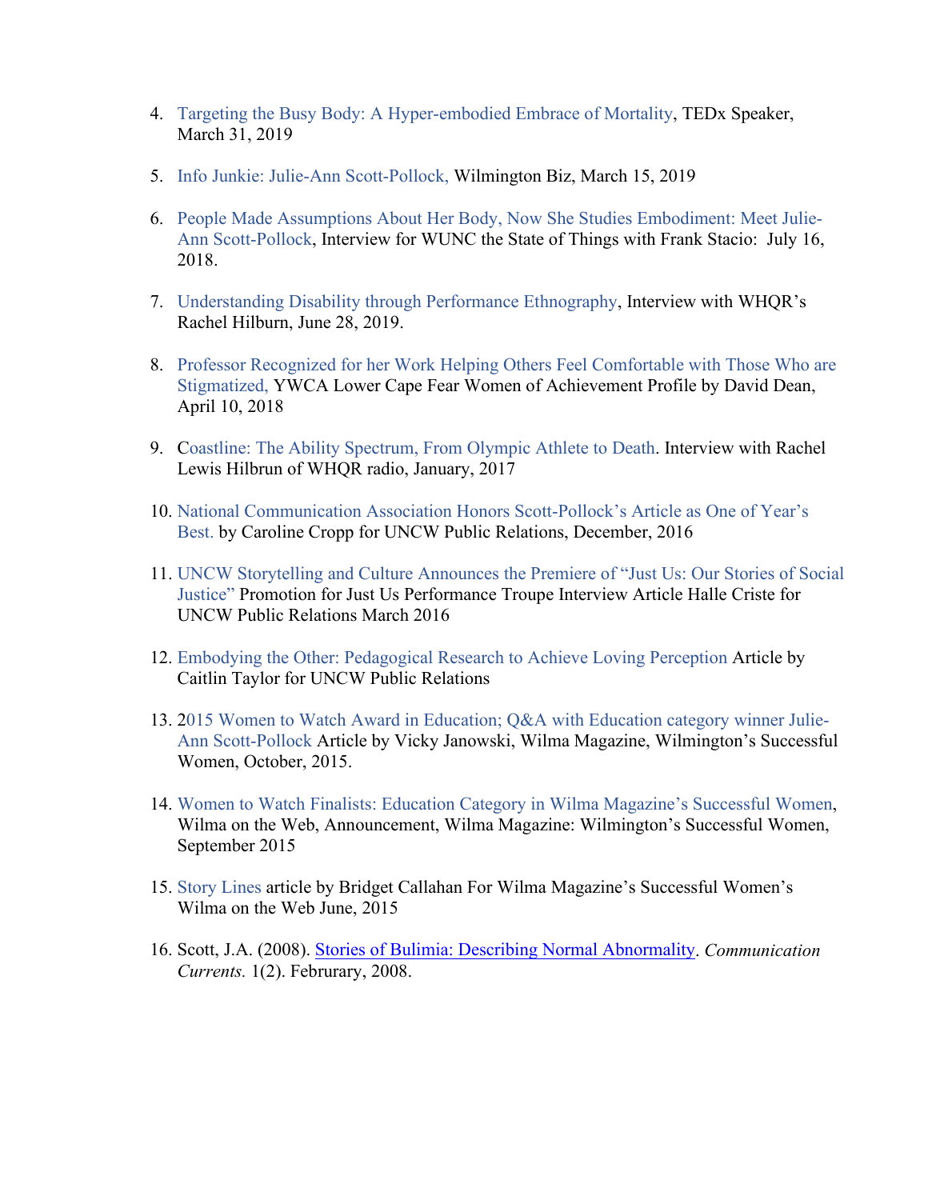4. Targeting the Busy Body: A Hyper-embodied Embrace of Mortality, TEDx Speaker, March 31, 2019

5. Info Junkie: Julie-Ann Scott-Pollock, Wilmington Biz, March 15, 2019

6. People Made Assumptions About Her Body, Now She Studies Embodiment: Meet Julie-Ann Scott-Pollock, Interview for WUNC the State of Things with Frank Stacio: July 16, 2018.

7. Understanding Disability through Performance Ethnography, Interview with WHQR's Rachel Hilburn, June 28, 2019.

8. Professor Recognized for her Work Helping Others Feel Comfortable with Those Who are Stigmatized, YWCA Lower Cape Fear Women of Achievement Profile by David Dean, April 10, 2018

9. Coastline: The Ability Spectrum, From Olympic Athlete to Death. Interview with Rachel Lewis Hilbrun of WHQR radio, January, 2017

10. National Communication Association Honors Scott-Pollock's Article as One of Year's Best. by Caroline Cropp for UNCW Public Relations, December, 2016

11. UNCW Storytelling and Culture Announces the Premiere of "Just Us: Our Stories of Social Justice" Promotion for Just Us Performance Troupe Interview Article Halle Criste for UNCW Public Relations March 2016

12. Embodying the Other: Pedagogical Research to Achieve Loving Perception Article by Caitlin Taylor for UNCW Public Relations

13. 2015 Women to Watch Award in Education; Q&A with Education category winner Julie-Ann Scott-Pollock Article by Vicky Janowski, Wilma Magazine, Wilmington's Successful Women, October, 2015.

14. Women to Watch Finalists: Education Category in Wilma Magazine's Successful Women, Wilma on the Web, Announcement, Wilma Magazine: Wilmington's Successful Women, September 2015

15. Story Lines article by Bridget Callahan For Wilma Magazine's Successful Women's Wilma on the Web June, 2015

16. Scott, J.A. (2008). Stories of Bulimia: Describing Normal Abnormality. *Communication Currents.* 1(2). Februrary, 2008.